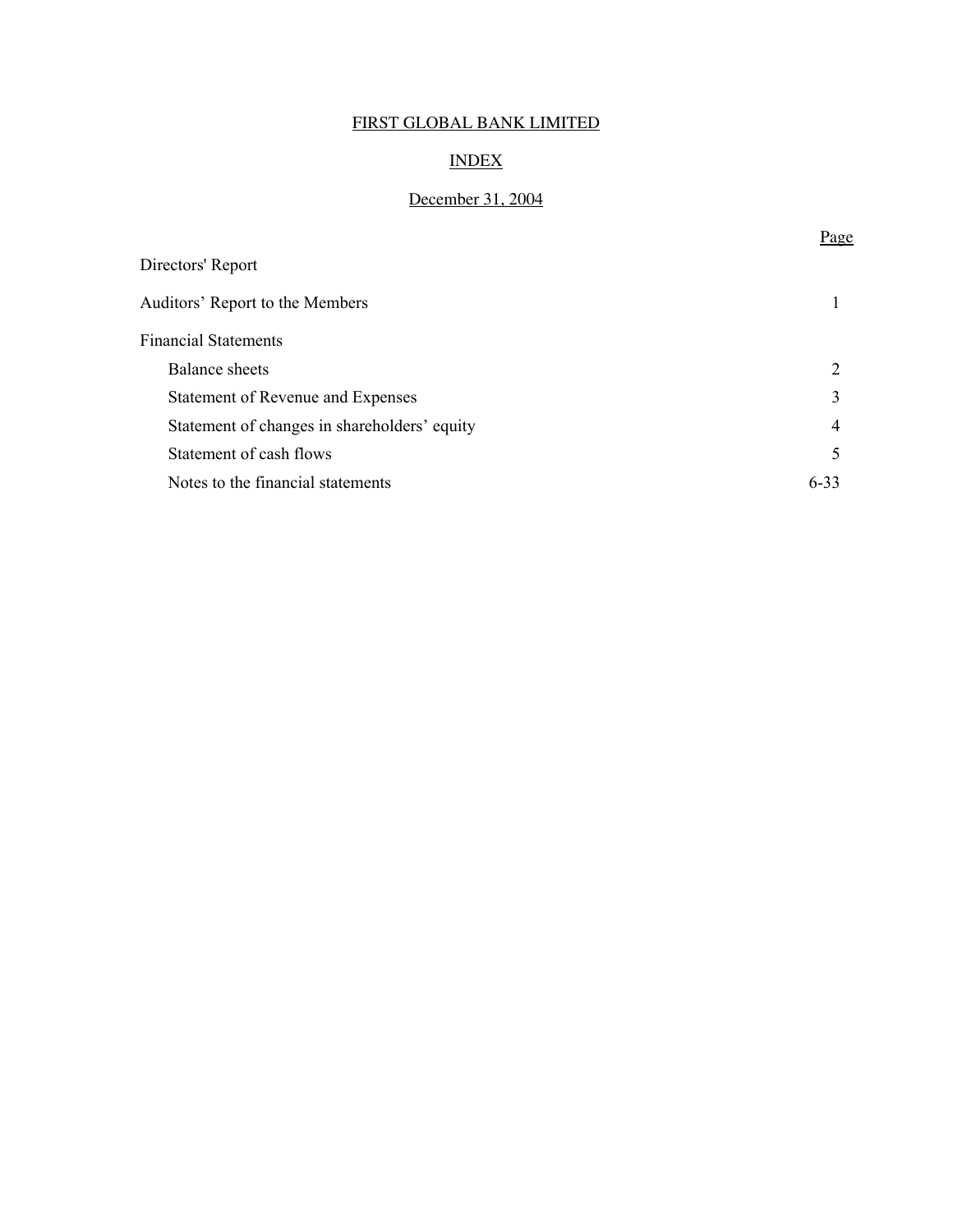# FIRST GLOBAL BANK LIMITED

## INDEX

### December 31, 2004

| | Page |
|---|---|
| Directors' Report | |
| Auditors' Report to the Members | 1 |
| Financial Statements | |
| Balance sheets | 2 |
| Statement of Revenue and Expenses | 3 |
| Statement of changes in shareholders' equity | 4 |
| Statement of cash flows | 5 |
| Notes to the financial statements | 6-33 |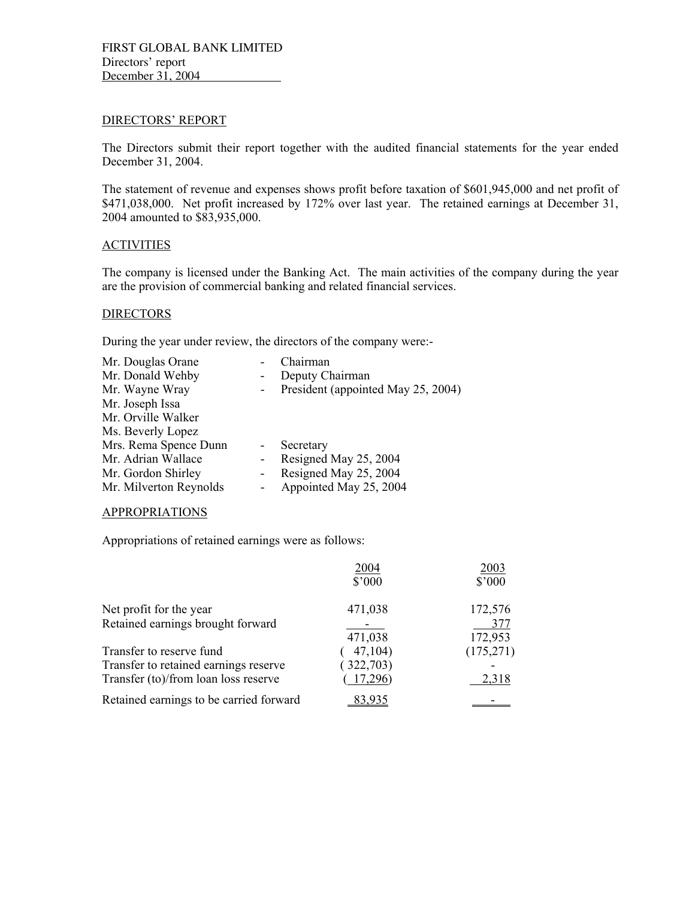FIRST GLOBAL BANK LIMITED
Directors' report
December 31, 2004

## DIRECTORS' REPORT

The Directors submit their report together with the audited financial statements for the year ended December 31, 2004.

The statement of revenue and expenses shows profit before taxation of $601,945,000 and net profit of $471,038,000. Net profit increased by 172% over last year. The retained earnings at December 31, 2004 amounted to $83,935,000.

## ACTIVITIES

The company is licensed under the Banking Act. The main activities of the company during the year are the provision of commercial banking and related financial services.

## DIRECTORS

During the year under review, the directors of the company were:-

| | | |
|---|---|---|
| Mr. Douglas Orane | - | Chairman |
| Mr. Donald Wehby | - | Deputy Chairman |
| Mr. Wayne Wray | - | President (appointed May 25, 2004) |
| Mr. Joseph Issa | | |
| Mr. Orville Walker | | |
| Ms. Beverly Lopez | | |
| Mrs. Rema Spence Dunn | - | Secretary |
| Mr. Adrian Wallace | - | Resigned May 25, 2004 |
| Mr. Gordon Shirley | - | Resigned May 25, 2004 |
| Mr. Milverton Reynolds | - | Appointed May 25, 2004 |

## APPROPRIATIONS

Appropriations of retained earnings were as follows:

| | 2004<br>$'000 | 2003<br>$'000 |
|---|---|---|
| Net profit for the year | 471,038 | 172,576 |
| Retained earnings brought forward | - | 377 |
| | 471,038 | 172,953 |
| Transfer to reserve fund | ( 47,104) | (175,271) |
| Transfer to retained earnings reserve | ( 322,703) | - |
| Transfer (to)/from loan loss reserve | ( 17,296) | 2,318 |
| Retained earnings to be carried forward | 83,935 | - |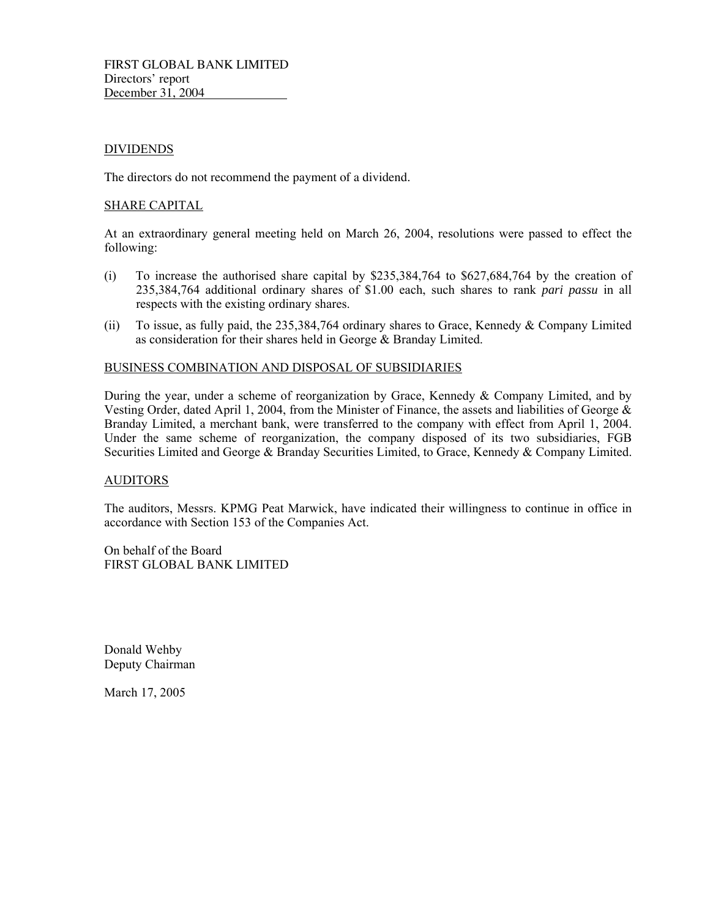FIRST GLOBAL BANK LIMITED
Directors' report
December 31, 2004

## DIVIDENDS

The directors do not recommend the payment of a dividend.

## SHARE CAPITAL

At an extraordinary general meeting held on March 26, 2004, resolutions were passed to effect the following:

(i) To increase the authorised share capital by $235,384,764 to $627,684,764 by the creation of 235,384,764 additional ordinary shares of $1.00 each, such shares to rank *pari passu* in all respects with the existing ordinary shares.

(ii) To issue, as fully paid, the 235,384,764 ordinary shares to Grace, Kennedy & Company Limited as consideration for their shares held in George & Branday Limited.

## BUSINESS COMBINATION AND DISPOSAL OF SUBSIDIARIES

During the year, under a scheme of reorganization by Grace, Kennedy & Company Limited, and by Vesting Order, dated April 1, 2004, from the Minister of Finance, the assets and liabilities of George & Branday Limited, a merchant bank, were transferred to the company with effect from April 1, 2004. Under the same scheme of reorganization, the company disposed of its two subsidiaries, FGB Securities Limited and George & Branday Securities Limited, to Grace, Kennedy & Company Limited.

## AUDITORS

The auditors, Messrs. KPMG Peat Marwick, have indicated their willingness to continue in office in accordance with Section 153 of the Companies Act.

On behalf of the Board
FIRST GLOBAL BANK LIMITED

Donald Wehby
Deputy Chairman

March 17, 2005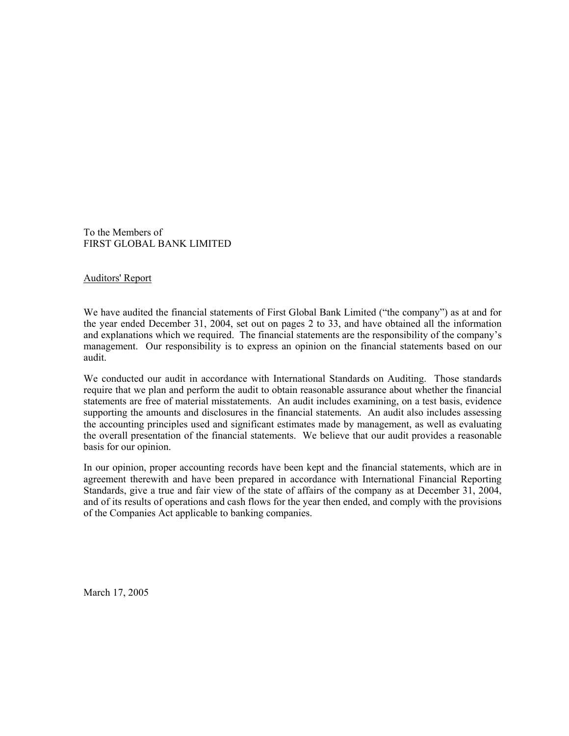To the Members of
FIRST GLOBAL BANK LIMITED

Auditors' Report

We have audited the financial statements of First Global Bank Limited ("the company") as at and for the year ended December 31, 2004, set out on pages 2 to 33, and have obtained all the information and explanations which we required. The financial statements are the responsibility of the company's management. Our responsibility is to express an opinion on the financial statements based on our audit.

We conducted our audit in accordance with International Standards on Auditing. Those standards require that we plan and perform the audit to obtain reasonable assurance about whether the financial statements are free of material misstatements. An audit includes examining, on a test basis, evidence supporting the amounts and disclosures in the financial statements. An audit also includes assessing the accounting principles used and significant estimates made by management, as well as evaluating the overall presentation of the financial statements. We believe that our audit provides a reasonable basis for our opinion.

In our opinion, proper accounting records have been kept and the financial statements, which are in agreement therewith and have been prepared in accordance with International Financial Reporting Standards, give a true and fair view of the state of affairs of the company as at December 31, 2004, and of its results of operations and cash flows for the year then ended, and comply with the provisions of the Companies Act applicable to banking companies.

March 17, 2005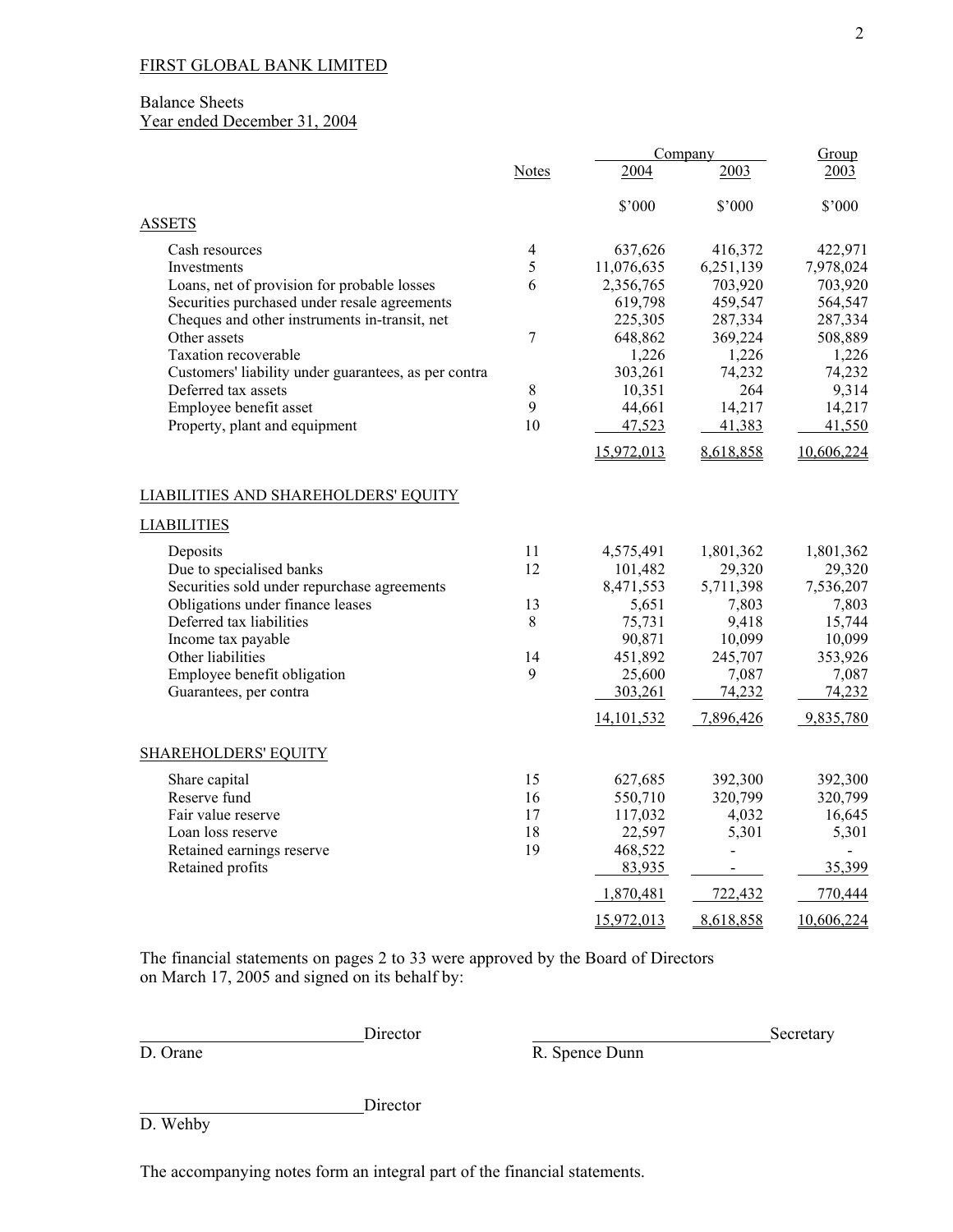FIRST GLOBAL BANK LIMITED

Balance Sheets
Year ended December 31, 2004

| | Notes | Company | | Group |
|---|---|---|---|---|
| | | 2004 | 2003 | 2003 |
| | | $'000 | $'000 | $'000 |
| **ASSETS** | | | | |
| Cash resources | 4 | 637,626 | 416,372 | 422,971 |
| Investments | 5 | 11,076,635 | 6,251,139 | 7,978,024 |
| Loans, net of provision for probable losses | 6 | 2,356,765 | 703,920 | 703,920 |
| Securities purchased under resale agreements | | 619,798 | 459,547 | 564,547 |
| Cheques and other instruments in-transit, net | | 225,305 | 287,334 | 287,334 |
| Other assets | 7 | 648,862 | 369,224 | 508,889 |
| Taxation recoverable | | 1,226 | 1,226 | 1,226 |
| Customers' liability under guarantees, as per contra | | 303,261 | 74,232 | 74,232 |
| Deferred tax assets | 8 | 10,351 | 264 | 9,314 |
| Employee benefit asset | 9 | 44,661 | 14,217 | 14,217 |
| Property, plant and equipment | 10 | 47,523 | 41,383 | 41,550 |
| | | 15,972,013 | 8,618,858 | 10,606,224 |
| **LIABILITIES AND SHAREHOLDERS' EQUITY** | | | | |
| **LIABILITIES** | | | | |
| Deposits | 11 | 4,575,491 | 1,801,362 | 1,801,362 |
| Due to specialised banks | 12 | 101,482 | 29,320 | 29,320 |
| Securities sold under repurchase agreements | | 8,471,553 | 5,711,398 | 7,536,207 |
| Obligations under finance leases | 13 | 5,651 | 7,803 | 7,803 |
| Deferred tax liabilities | 8 | 75,731 | 9,418 | 15,744 |
| Income tax payable | | 90,871 | 10,099 | 10,099 |
| Other liabilities | 14 | 451,892 | 245,707 | 353,926 |
| Employee benefit obligation | 9 | 25,600 | 7,087 | 7,087 |
| Guarantees, per contra | | 303,261 | 74,232 | 74,232 |
| | | 14,101,532 | 7,896,426 | 9,835,780 |
| **SHAREHOLDERS' EQUITY** | | | | |
| Share capital | 15 | 627,685 | 392,300 | 392,300 |
| Reserve fund | 16 | 550,710 | 320,799 | 320,799 |
| Fair value reserve | 17 | 117,032 | 4,032 | 16,645 |
| Loan loss reserve | 18 | 22,597 | 5,301 | 5,301 |
| Retained earnings reserve | 19 | 468,522 | - | - |
| Retained profits | | 83,935 | - | 35,399 |
| | | 1,870,481 | 722,432 | 770,444 |
| | | 15,972,013 | 8,618,858 | 10,606,224 |

The financial statements on pages 2 to 33 were approved by the Board of Directors on March 17, 2005 and signed on its behalf by:

\_\_\_\_\_\_\_\_\_\_\_\_\_\_\_\_\_\_\_\_\_\_\_\_ Director
D. Orane

\_\_\_\_\_\_\_\_\_\_\_\_\_\_\_\_\_\_\_\_\_\_\_\_ Secretary
R. Spence Dunn

\_\_\_\_\_\_\_\_\_\_\_\_\_\_\_\_\_\_\_\_\_\_\_\_ Director
D. Wehby

The accompanying notes form an integral part of the financial statements.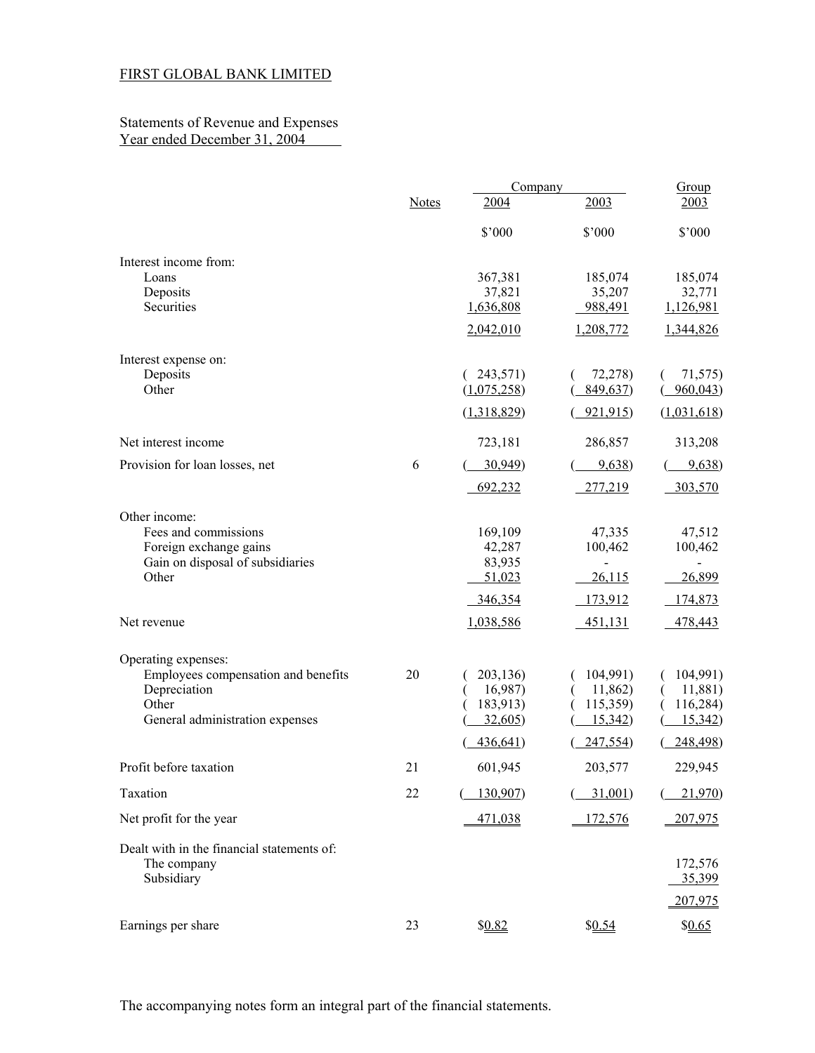FIRST GLOBAL BANK LIMITED

Statements of Revenue and Expenses
Year ended December 31, 2004

| | Notes | Company 2004 | Company 2003 | Group 2003 |
|---|---|---|---|---|
| | | $'000 | $'000 | $'000 |
| Interest income from: | | | | |
| Loans | | 367,381 | 185,074 | 185,074 |
| Deposits | | 37,821 | 35,207 | 32,771 |
| Securities | | 1,636,808 | 988,491 | 1,126,981 |
| | | 2,042,010 | 1,208,772 | 1,344,826 |
| Interest expense on: | | | | |
| Deposits | | ( 243,571) | ( 72,278) | ( 71,575) |
| Other | | (1,075,258) | ( 849,637) | ( 960,043) |
| | | (1,318,829) | ( 921,915) | (1,031,618) |
| Net interest income | | 723,181 | 286,857 | 313,208 |
| Provision for loan losses, net | 6 | ( 30,949) | ( 9,638) | ( 9,638) |
| | | 692,232 | 277,219 | 303,570 |
| Other income: | | | | |
| Fees and commissions | | 169,109 | 47,335 | 47,512 |
| Foreign exchange gains | | 42,287 | 100,462 | 100,462 |
| Gain on disposal of subsidiaries | | 83,935 | - | - |
| Other | | 51,023 | 26,115 | 26,899 |
| | | 346,354 | 173,912 | 174,873 |
| Net revenue | | 1,038,586 | 451,131 | 478,443 |
| Operating expenses: | | | | |
| Employees compensation and benefits | 20 | ( 203,136) | ( 104,991) | ( 104,991) |
| Depreciation | | ( 16,987) | ( 11,862) | ( 11,881) |
| Other | | ( 183,913) | ( 115,359) | ( 116,284) |
| General administration expenses | | ( 32,605) | ( 15,342) | ( 15,342) |
| | | ( 436,641) | ( 247,554) | ( 248,498) |
| Profit before taxation | 21 | 601,945 | 203,577 | 229,945 |
| Taxation | 22 | ( 130,907) | ( 31,001) | ( 21,970) |
| Net profit for the year | | 471,038 | 172,576 | 207,975 |
| Dealt with in the financial statements of: | | | | |
| The company | | | | 172,576 |
| Subsidiary | | | | 35,399 |
| | | | | 207,975 |
| Earnings per share | 23 | $0.82 | $0.54 | $0.65 |

The accompanying notes form an integral part of the financial statements.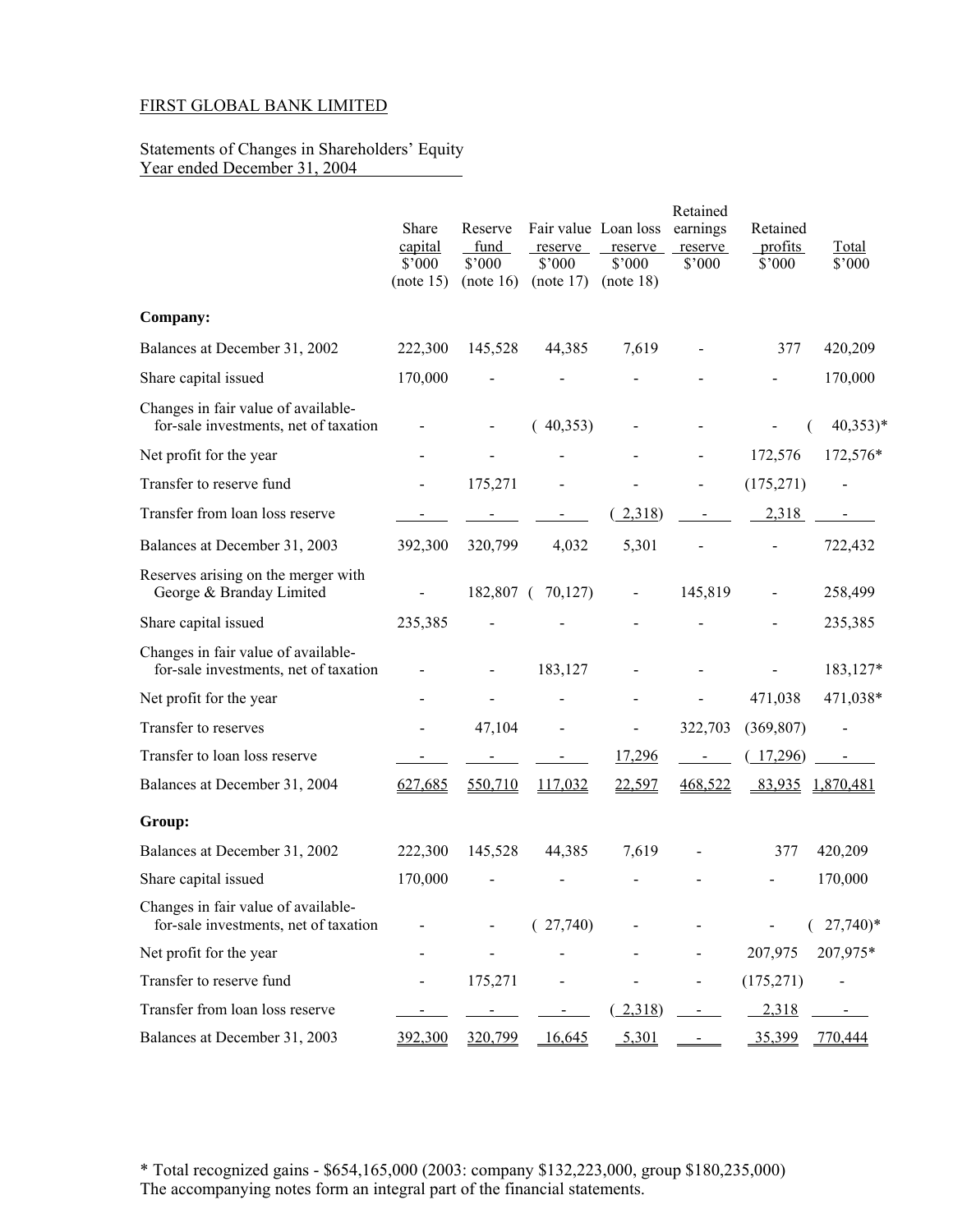FIRST GLOBAL BANK LIMITED

Statements of Changes in Shareholders' Equity
Year ended December 31, 2004

| | Share capital $'000 (note 15) | Reserve fund $'000 (note 16) | Fair value reserve $'000 (note 17) | Loan loss reserve $'000 (note 18) | Retained earnings reserve $'000 | Retained profits $'000 | Total $'000 |
|---|---|---|---|---|---|---|---|
| **Company:** | | | | | | | |
| Balances at December 31, 2002 | 222,300 | 145,528 | 44,385 | 7,619 | - | 377 | 420,209 |
| Share capital issued | 170,000 | - | - | - | - | - | 170,000 |
| Changes in fair value of available-for-sale investments, net of taxation | - | - | ( 40,353) | - | - | - | ( 40,353)* |
| Net profit for the year | - | - | - | - | - | 172,576 | 172,576* |
| Transfer to reserve fund | - | 175,271 | - | - | - | (175,271) | - |
| Transfer from loan loss reserve | - | - | - | ( 2,318) | - | 2,318 | - |
| Balances at December 31, 2003 | 392,300 | 320,799 | 4,032 | 5,301 | - | - | 722,432 |
| Reserves arising on the merger with George & Branday Limited | - | 182,807 | ( 70,127) | - | 145,819 | - | 258,499 |
| Share capital issued | 235,385 | - | - | - | - | - | 235,385 |
| Changes in fair value of available-for-sale investments, net of taxation | - | - | 183,127 | - | - | - | 183,127* |
| Net profit for the year | - | - | - | - | - | 471,038 | 471,038* |
| Transfer to reserves | - | 47,104 | - | - | 322,703 | (369,807) | - |
| Transfer to loan loss reserve | - | - | - | 17,296 | - | ( 17,296) | - |
| Balances at December 31, 2004 | 627,685 | 550,710 | 117,032 | 22,597 | 468,522 | 83,935 | 1,870,481 |
| **Group:** | | | | | | | |
| Balances at December 31, 2002 | 222,300 | 145,528 | 44,385 | 7,619 | - | 377 | 420,209 |
| Share capital issued | 170,000 | - | - | - | - | - | 170,000 |
| Changes in fair value of available-for-sale investments, net of taxation | - | - | ( 27,740) | - | - | - | ( 27,740)* |
| Net profit for the year | - | - | - | - | - | 207,975 | 207,975* |
| Transfer to reserve fund | - | 175,271 | - | - | - | (175,271) | - |
| Transfer from loan loss reserve | - | - | - | ( 2,318) | - | 2,318 | - |
| Balances at December 31, 2003 | 392,300 | 320,799 | 16,645 | 5,301 | - | 35,399 | 770,444 |

* Total recognized gains - $654,165,000 (2003: company $132,223,000, group $180,235,000)
The accompanying notes form an integral part of the financial statements.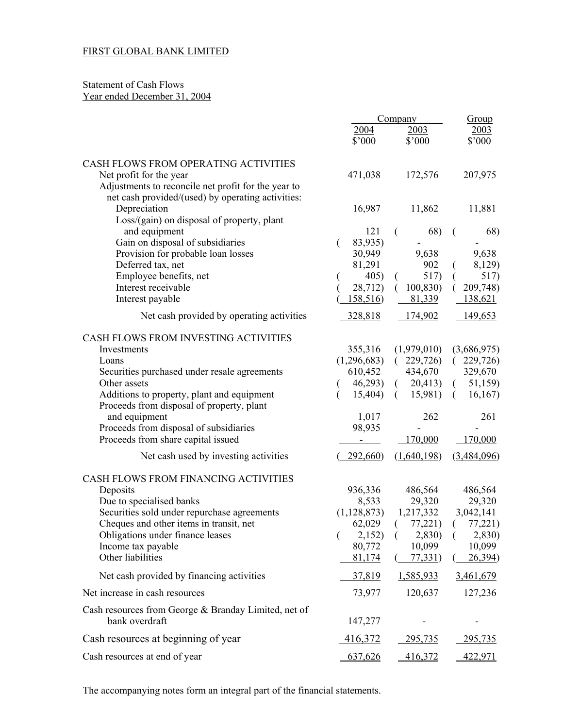FIRST GLOBAL BANK LIMITED

Statement of Cash Flows
Year ended December 31, 2004

| | Company | | Group |
|---|---|---|---|
| | 2004 | 2003 | 2003 |
| | $'000 | $'000 | $'000 |
| **CASH FLOWS FROM OPERATING ACTIVITIES** | | | |
| Net profit for the year | 471,038 | 172,576 | 207,975 |
| Adjustments to reconcile net profit for the year to net cash provided/(used) by operating activities: | | | |
| Depreciation | 16,987 | 11,862 | 11,881 |
| Loss/(gain) on disposal of property, plant and equipment | 121 | (68) | (68) |
| Gain on disposal of subsidiaries | (83,935) | - | - |
| Provision for probable loan losses | 30,949 | 9,638 | 9,638 |
| Deferred tax, net | 81,291 | 902 | (8,129) |
| Employee benefits, net | (405) | (517) | (517) |
| Interest receivable | (28,712) | (100,830) | (209,748) |
| Interest payable | (158,516) | 81,339 | 138,621 |
| Net cash provided by operating activities | 328,818 | 174,902 | 149,653 |
| **CASH FLOWS FROM INVESTING ACTIVITIES** | | | |
| Investments | 355,316 | (1,979,010) | (3,686,975) |
| Loans | (1,296,683) | (229,726) | (229,726) |
| Securities purchased under resale agreements | 610,452 | 434,670 | 329,670 |
| Other assets | (46,293) | (20,413) | (51,159) |
| Additions to property, plant and equipment | (15,404) | (15,981) | (16,167) |
| Proceeds from disposal of property, plant and equipment | 1,017 | 262 | 261 |
| Proceeds from disposal of subsidiaries | 98,935 | - | - |
| Proceeds from share capital issued | - | 170,000 | 170,000 |
| Net cash used by investing activities | (292,660) | (1,640,198) | (3,484,096) |
| **CASH FLOWS FROM FINANCING ACTIVITIES** | | | |
| Deposits | 936,336 | 486,564 | 486,564 |
| Due to specialised banks | 8,533 | 29,320 | 29,320 |
| Securities sold under repurchase agreements | (1,128,873) | 1,217,332 | 3,042,141 |
| Cheques and other items in transit, net | 62,029 | (77,221) | (77,221) |
| Obligations under finance leases | (2,152) | (2,830) | (2,830) |
| Income tax payable | 80,772 | 10,099 | 10,099 |
| Other liabilities | 81,174 | (77,331) | (26,394) |
| Net cash provided by financing activities | 37,819 | 1,585,933 | 3,461,679 |
| Net increase in cash resources | 73,977 | 120,637 | 127,236 |
| Cash resources from George & Branday Limited, net of bank overdraft | 147,277 | - | - |
| Cash resources at beginning of year | 416,372 | 295,735 | 295,735 |
| Cash resources at end of year | 637,626 | 416,372 | 422,971 |

The accompanying notes form an integral part of the financial statements.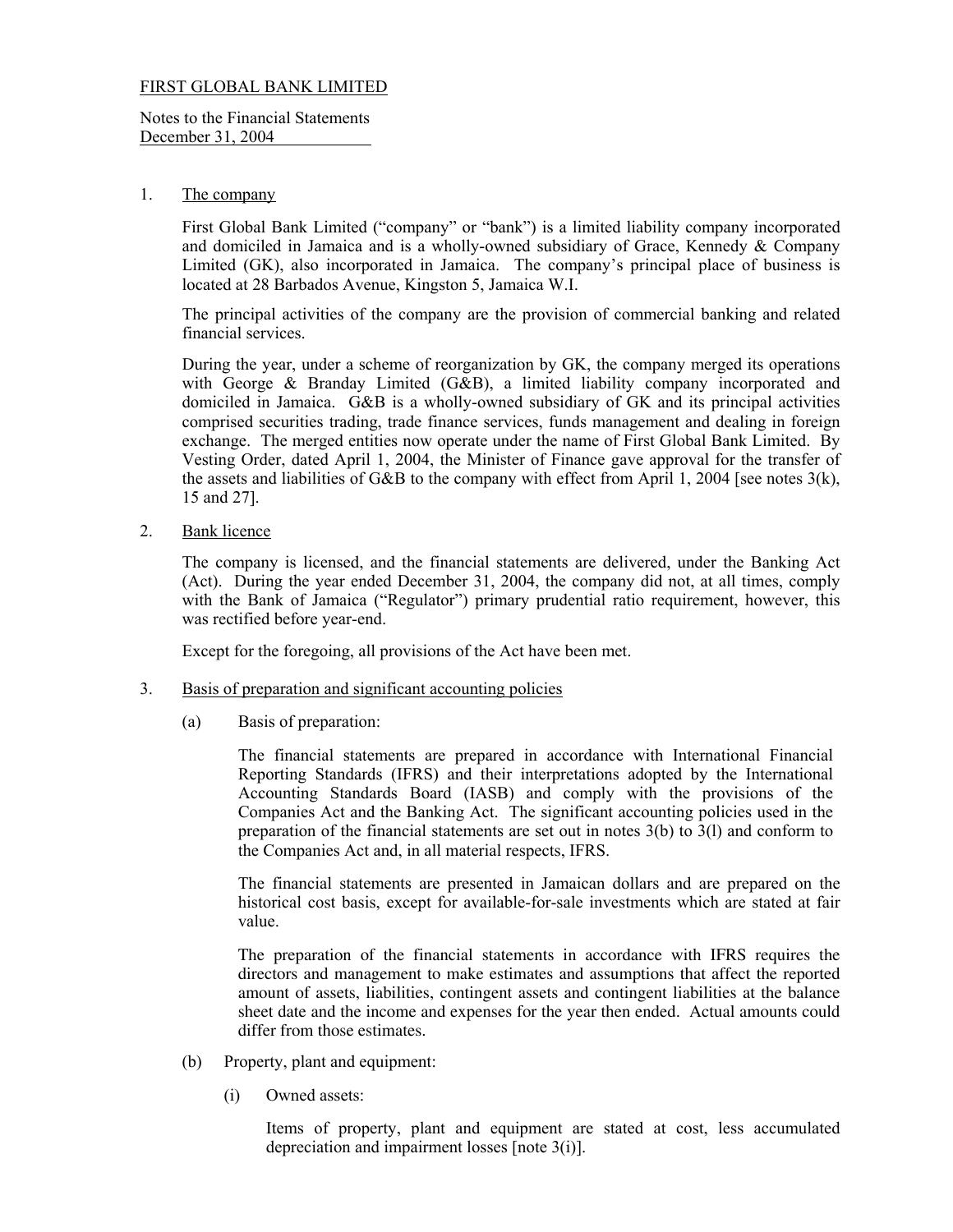FIRST GLOBAL BANK LIMITED

Notes to the Financial Statements
December 31, 2004

1. The company

   First Global Bank Limited ("company" or "bank") is a limited liability company incorporated and domiciled in Jamaica and is a wholly-owned subsidiary of Grace, Kennedy & Company Limited (GK), also incorporated in Jamaica. The company's principal place of business is located at 28 Barbados Avenue, Kingston 5, Jamaica W.I.

   The principal activities of the company are the provision of commercial banking and related financial services.

   During the year, under a scheme of reorganization by GK, the company merged its operations with George & Branday Limited (G&B), a limited liability company incorporated and domiciled in Jamaica. G&B is a wholly-owned subsidiary of GK and its principal activities comprised securities trading, trade finance services, funds management and dealing in foreign exchange. The merged entities now operate under the name of First Global Bank Limited. By Vesting Order, dated April 1, 2004, the Minister of Finance gave approval for the transfer of the assets and liabilities of G&B to the company with effect from April 1, 2004 [see notes 3(k), 15 and 27].

2. Bank licence

   The company is licensed, and the financial statements are delivered, under the Banking Act (Act). During the year ended December 31, 2004, the company did not, at all times, comply with the Bank of Jamaica ("Regulator") primary prudential ratio requirement, however, this was rectified before year-end.

   Except for the foregoing, all provisions of the Act have been met.

3. Basis of preparation and significant accounting policies

   (a) Basis of preparation:

   The financial statements are prepared in accordance with International Financial Reporting Standards (IFRS) and their interpretations adopted by the International Accounting Standards Board (IASB) and comply with the provisions of the Companies Act and the Banking Act. The significant accounting policies used in the preparation of the financial statements are set out in notes 3(b) to 3(l) and conform to the Companies Act and, in all material respects, IFRS.

   The financial statements are presented in Jamaican dollars and are prepared on the historical cost basis, except for available-for-sale investments which are stated at fair value.

   The preparation of the financial statements in accordance with IFRS requires the directors and management to make estimates and assumptions that affect the reported amount of assets, liabilities, contingent assets and contingent liabilities at the balance sheet date and the income and expenses for the year then ended. Actual amounts could differ from those estimates.

   (b) Property, plant and equipment:

   (i) Owned assets:

   Items of property, plant and equipment are stated at cost, less accumulated depreciation and impairment losses [note 3(i)].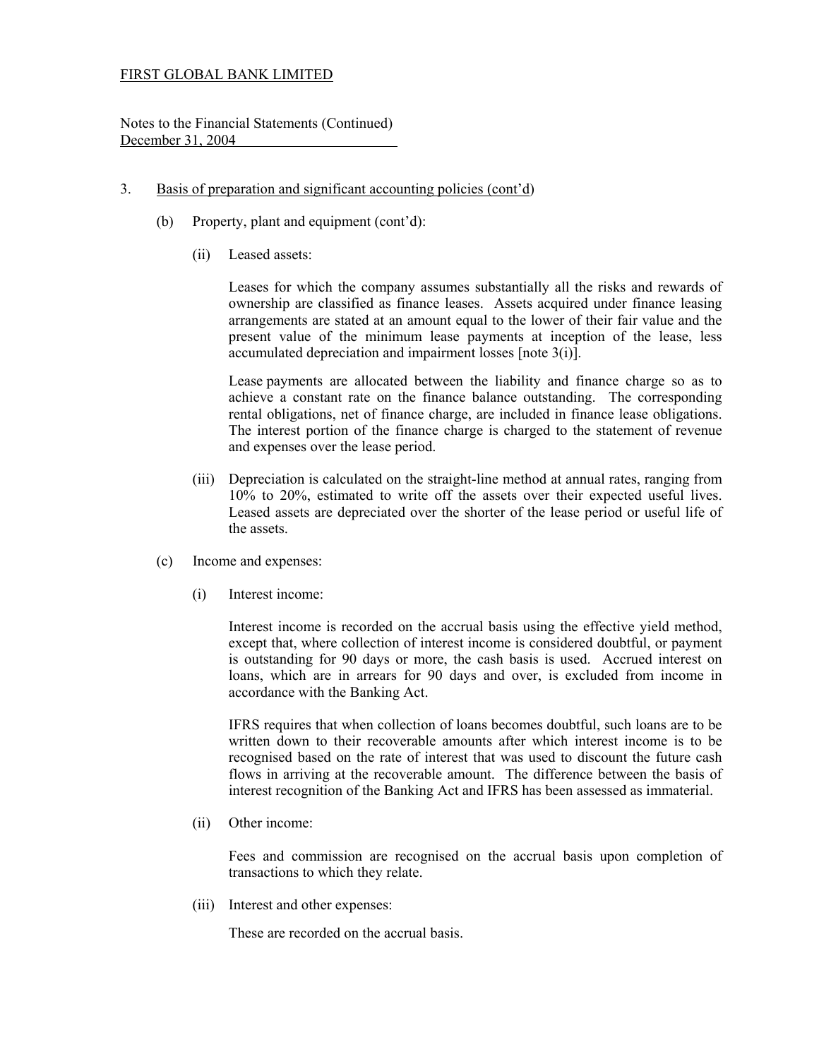FIRST GLOBAL BANK LIMITED

Notes to the Financial Statements (Continued)
December 31, 2004

3. Basis of preparation and significant accounting policies (cont'd)

   (b) Property, plant and equipment (cont'd):

      (ii) Leased assets:

      Leases for which the company assumes substantially all the risks and rewards of ownership are classified as finance leases. Assets acquired under finance leasing arrangements are stated at an amount equal to the lower of their fair value and the present value of the minimum lease payments at inception of the lease, less accumulated depreciation and impairment losses [note 3(i)].

      Lease payments are allocated between the liability and finance charge so as to achieve a constant rate on the finance balance outstanding. The corresponding rental obligations, net of finance charge, are included in finance lease obligations. The interest portion of the finance charge is charged to the statement of revenue and expenses over the lease period.

      (iii) Depreciation is calculated on the straight-line method at annual rates, ranging from 10% to 20%, estimated to write off the assets over their expected useful lives. Leased assets are depreciated over the shorter of the lease period or useful life of the assets.

   (c) Income and expenses:

      (i) Interest income:

      Interest income is recorded on the accrual basis using the effective yield method, except that, where collection of interest income is considered doubtful, or payment is outstanding for 90 days or more, the cash basis is used. Accrued interest on loans, which are in arrears for 90 days and over, is excluded from income in accordance with the Banking Act.

      IFRS requires that when collection of loans becomes doubtful, such loans are to be written down to their recoverable amounts after which interest income is to be recognised based on the rate of interest that was used to discount the future cash flows in arriving at the recoverable amount. The difference between the basis of interest recognition of the Banking Act and IFRS has been assessed as immaterial.

      (ii) Other income:

      Fees and commission are recognised on the accrual basis upon completion of transactions to which they relate.

      (iii) Interest and other expenses:

      These are recorded on the accrual basis.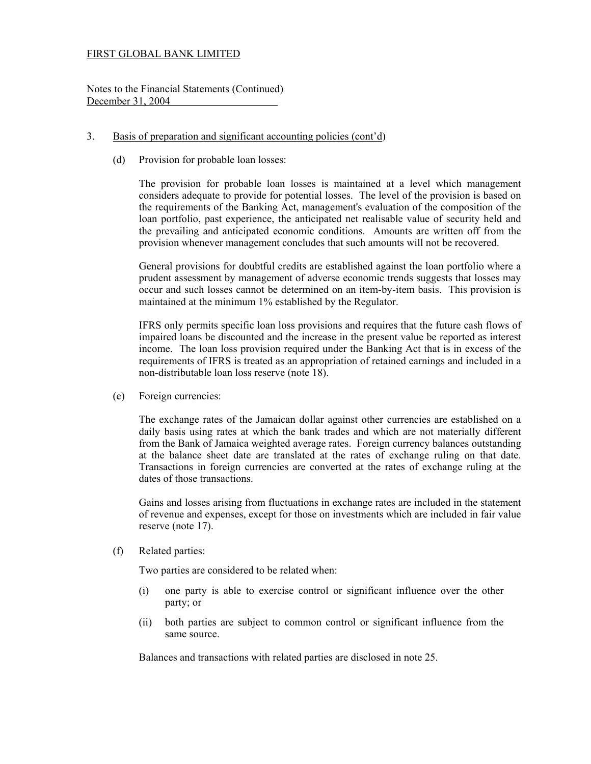FIRST GLOBAL BANK LIMITED

Notes to the Financial Statements (Continued)
December 31, 2004

3. Basis of preparation and significant accounting policies (cont'd)

(d) Provision for probable loan losses:

The provision for probable loan losses is maintained at a level which management considers adequate to provide for potential losses. The level of the provision is based on the requirements of the Banking Act, management's evaluation of the composition of the loan portfolio, past experience, the anticipated net realisable value of security held and the prevailing and anticipated economic conditions. Amounts are written off from the provision whenever management concludes that such amounts will not be recovered.

General provisions for doubtful credits are established against the loan portfolio where a prudent assessment by management of adverse economic trends suggests that losses may occur and such losses cannot be determined on an item-by-item basis. This provision is maintained at the minimum 1% established by the Regulator.

IFRS only permits specific loan loss provisions and requires that the future cash flows of impaired loans be discounted and the increase in the present value be reported as interest income. The loan loss provision required under the Banking Act that is in excess of the requirements of IFRS is treated as an appropriation of retained earnings and included in a non-distributable loan loss reserve (note 18).

(e) Foreign currencies:

The exchange rates of the Jamaican dollar against other currencies are established on a daily basis using rates at which the bank trades and which are not materially different from the Bank of Jamaica weighted average rates. Foreign currency balances outstanding at the balance sheet date are translated at the rates of exchange ruling on that date. Transactions in foreign currencies are converted at the rates of exchange ruling at the dates of those transactions.

Gains and losses arising from fluctuations in exchange rates are included in the statement of revenue and expenses, except for those on investments which are included in fair value reserve (note 17).

(f) Related parties:

Two parties are considered to be related when:

(i) one party is able to exercise control or significant influence over the other party; or

(ii) both parties are subject to common control or significant influence from the same source.

Balances and transactions with related parties are disclosed in note 25.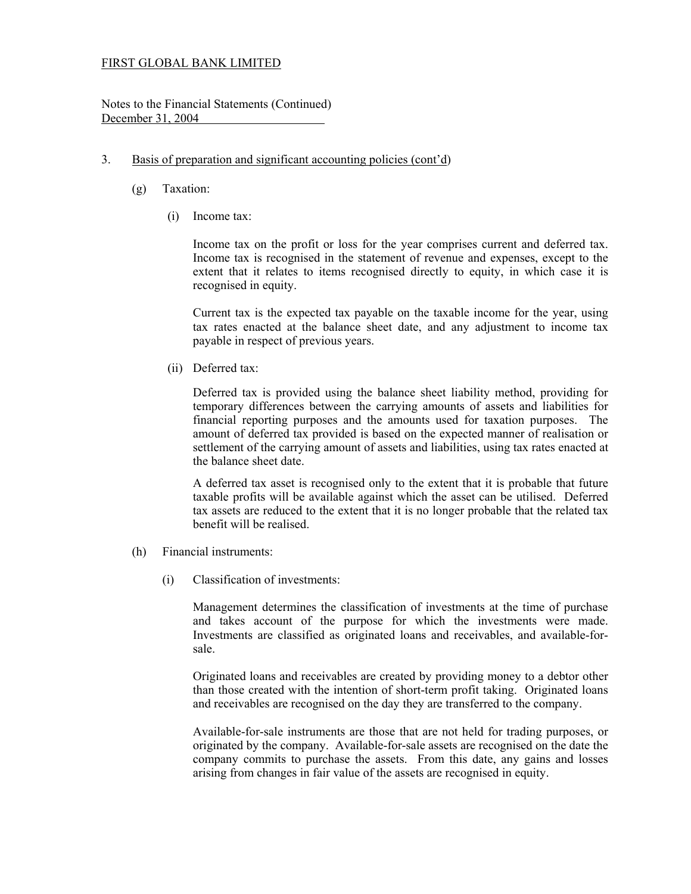FIRST GLOBAL BANK LIMITED

Notes to the Financial Statements (Continued)
December 31, 2004

3. Basis of preparation and significant accounting policies (cont'd)

(g) Taxation:

(i) Income tax:

Income tax on the profit or loss for the year comprises current and deferred tax. Income tax is recognised in the statement of revenue and expenses, except to the extent that it relates to items recognised directly to equity, in which case it is recognised in equity.

Current tax is the expected tax payable on the taxable income for the year, using tax rates enacted at the balance sheet date, and any adjustment to income tax payable in respect of previous years.

(ii) Deferred tax:

Deferred tax is provided using the balance sheet liability method, providing for temporary differences between the carrying amounts of assets and liabilities for financial reporting purposes and the amounts used for taxation purposes. The amount of deferred tax provided is based on the expected manner of realisation or settlement of the carrying amount of assets and liabilities, using tax rates enacted at the balance sheet date.

A deferred tax asset is recognised only to the extent that it is probable that future taxable profits will be available against which the asset can be utilised. Deferred tax assets are reduced to the extent that it is no longer probable that the related tax benefit will be realised.

(h) Financial instruments:

(i) Classification of investments:

Management determines the classification of investments at the time of purchase and takes account of the purpose for which the investments were made. Investments are classified as originated loans and receivables, and available-for-sale.

Originated loans and receivables are created by providing money to a debtor other than those created with the intention of short-term profit taking. Originated loans and receivables are recognised on the day they are transferred to the company.

Available-for-sale instruments are those that are not held for trading purposes, or originated by the company. Available-for-sale assets are recognised on the date the company commits to purchase the assets. From this date, any gains and losses arising from changes in fair value of the assets are recognised in equity.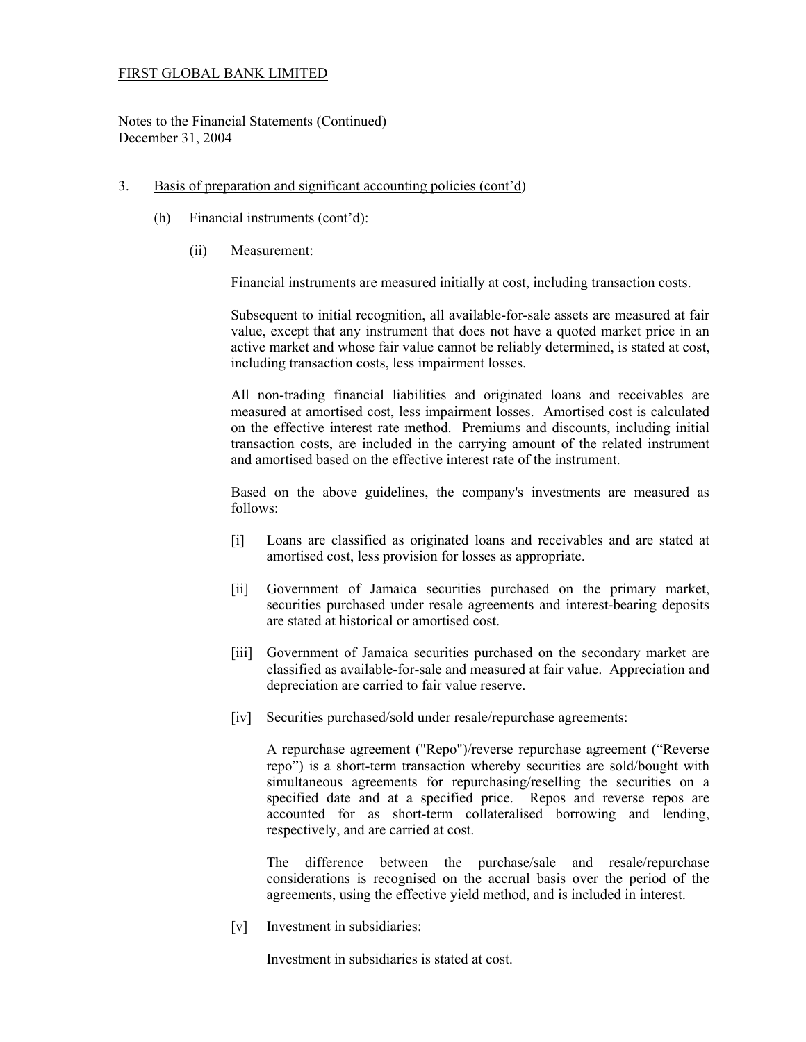FIRST GLOBAL BANK LIMITED

Notes to the Financial Statements (Continued)
December 31, 2004

3. Basis of preparation and significant accounting policies (cont'd)

(h) Financial instruments (cont'd):

(ii) Measurement:

Financial instruments are measured initially at cost, including transaction costs.

Subsequent to initial recognition, all available-for-sale assets are measured at fair value, except that any instrument that does not have a quoted market price in an active market and whose fair value cannot be reliably determined, is stated at cost, including transaction costs, less impairment losses.

All non-trading financial liabilities and originated loans and receivables are measured at amortised cost, less impairment losses. Amortised cost is calculated on the effective interest rate method. Premiums and discounts, including initial transaction costs, are included in the carrying amount of the related instrument and amortised based on the effective interest rate of the instrument.

Based on the above guidelines, the company's investments are measured as follows:

[i] Loans are classified as originated loans and receivables and are stated at amortised cost, less provision for losses as appropriate.

[ii] Government of Jamaica securities purchased on the primary market, securities purchased under resale agreements and interest-bearing deposits are stated at historical or amortised cost.

[iii] Government of Jamaica securities purchased on the secondary market are classified as available-for-sale and measured at fair value. Appreciation and depreciation are carried to fair value reserve.

[iv] Securities purchased/sold under resale/repurchase agreements:

A repurchase agreement ("Repo")/reverse repurchase agreement ("Reverse repo") is a short-term transaction whereby securities are sold/bought with simultaneous agreements for repurchasing/reselling the securities on a specified date and at a specified price. Repos and reverse repos are accounted for as short-term collateralised borrowing and lending, respectively, and are carried at cost.

The difference between the purchase/sale and resale/repurchase considerations is recognised on the accrual basis over the period of the agreements, using the effective yield method, and is included in interest.

[v] Investment in subsidiaries:

Investment in subsidiaries is stated at cost.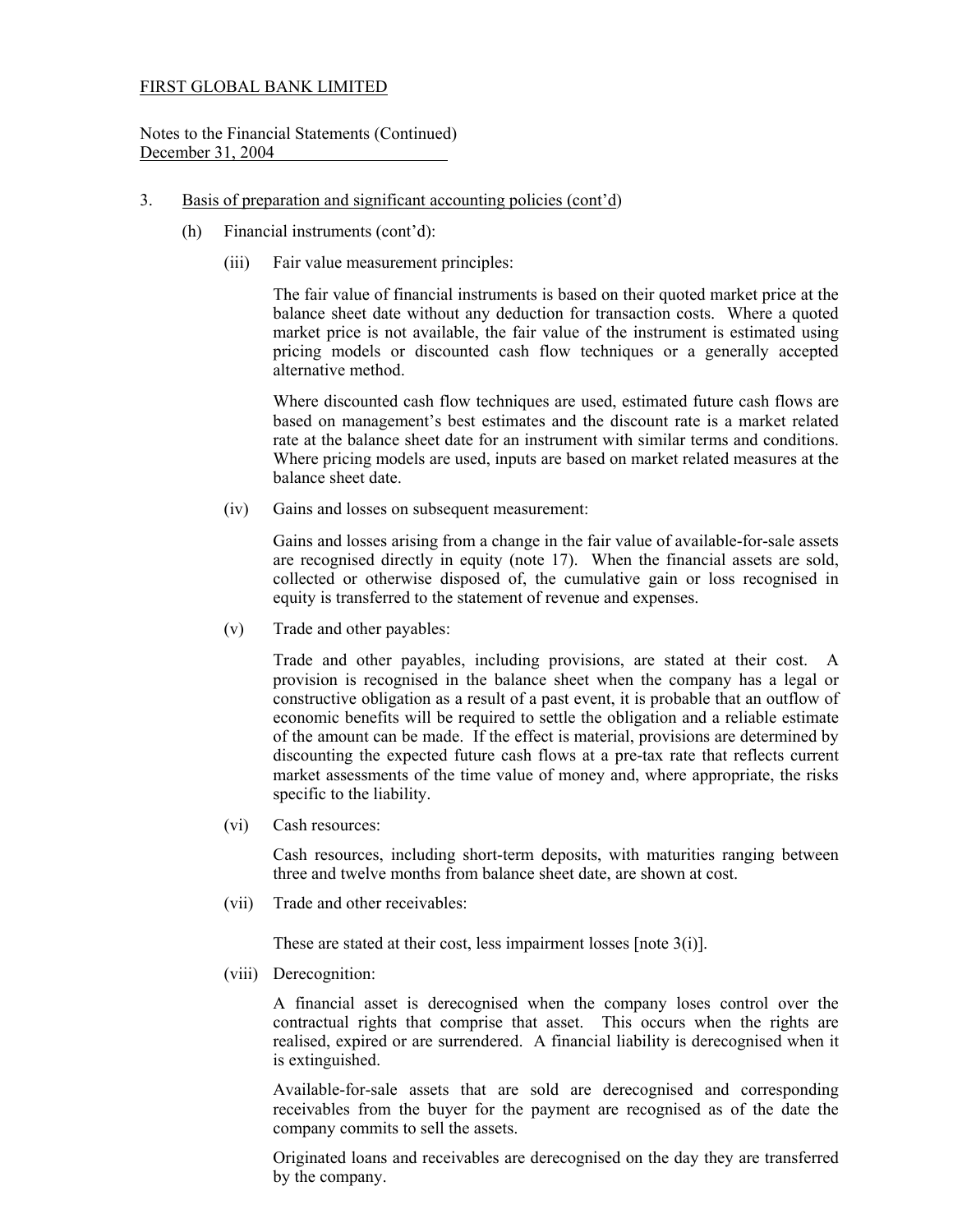FIRST GLOBAL BANK LIMITED

Notes to the Financial Statements (Continued)
December 31, 2004

3. Basis of preparation and significant accounting policies (cont'd)

   (h) Financial instruments (cont'd):

      (iii) Fair value measurement principles:

      The fair value of financial instruments is based on their quoted market price at the balance sheet date without any deduction for transaction costs. Where a quoted market price is not available, the fair value of the instrument is estimated using pricing models or discounted cash flow techniques or a generally accepted alternative method.

      Where discounted cash flow techniques are used, estimated future cash flows are based on management's best estimates and the discount rate is a market related rate at the balance sheet date for an instrument with similar terms and conditions. Where pricing models are used, inputs are based on market related measures at the balance sheet date.

      (iv) Gains and losses on subsequent measurement:

      Gains and losses arising from a change in the fair value of available-for-sale assets are recognised directly in equity (note 17). When the financial assets are sold, collected or otherwise disposed of, the cumulative gain or loss recognised in equity is transferred to the statement of revenue and expenses.

      (v) Trade and other payables:

      Trade and other payables, including provisions, are stated at their cost. A provision is recognised in the balance sheet when the company has a legal or constructive obligation as a result of a past event, it is probable that an outflow of economic benefits will be required to settle the obligation and a reliable estimate of the amount can be made. If the effect is material, provisions are determined by discounting the expected future cash flows at a pre-tax rate that reflects current market assessments of the time value of money and, where appropriate, the risks specific to the liability.

      (vi) Cash resources:

      Cash resources, including short-term deposits, with maturities ranging between three and twelve months from balance sheet date, are shown at cost.

      (vii) Trade and other receivables:

      These are stated at their cost, less impairment losses [note 3(i)].

      (viii) Derecognition:

      A financial asset is derecognised when the company loses control over the contractual rights that comprise that asset. This occurs when the rights are realised, expired or are surrendered. A financial liability is derecognised when it is extinguished.

      Available-for-sale assets that are sold are derecognised and corresponding receivables from the buyer for the payment are recognised as of the date the company commits to sell the assets.

      Originated loans and receivables are derecognised on the day they are transferred by the company.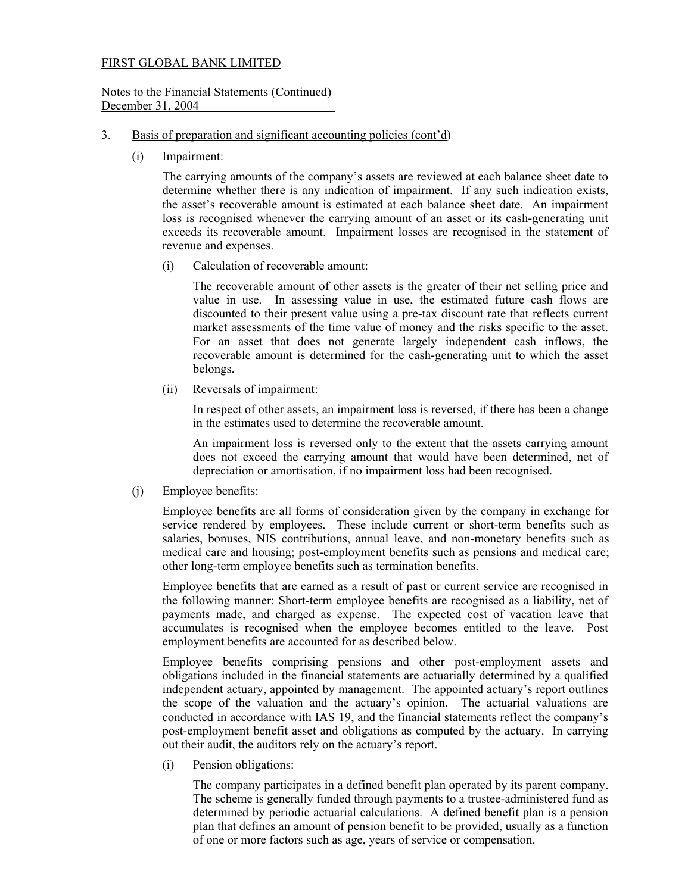FIRST GLOBAL BANK LIMITED

Notes to the Financial Statements (Continued)
December 31, 2004

3. Basis of preparation and significant accounting policies (cont'd)

   (i) Impairment:

   The carrying amounts of the company's assets are reviewed at each balance sheet date to determine whether there is any indication of impairment. If any such indication exists, the asset's recoverable amount is estimated at each balance sheet date. An impairment loss is recognised whenever the carrying amount of an asset or its cash-generating unit exceeds its recoverable amount. Impairment losses are recognised in the statement of revenue and expenses.

   (i) Calculation of recoverable amount:

   The recoverable amount of other assets is the greater of their net selling price and value in use. In assessing value in use, the estimated future cash flows are discounted to their present value using a pre-tax discount rate that reflects current market assessments of the time value of money and the risks specific to the asset. For an asset that does not generate largely independent cash inflows, the recoverable amount is determined for the cash-generating unit to which the asset belongs.

   (ii) Reversals of impairment:

   In respect of other assets, an impairment loss is reversed, if there has been a change in the estimates used to determine the recoverable amount.

   An impairment loss is reversed only to the extent that the assets carrying amount does not exceed the carrying amount that would have been determined, net of depreciation or amortisation, if no impairment loss had been recognised.

   (j) Employee benefits:

   Employee benefits are all forms of consideration given by the company in exchange for service rendered by employees. These include current or short-term benefits such as salaries, bonuses, NIS contributions, annual leave, and non-monetary benefits such as medical care and housing; post-employment benefits such as pensions and medical care; other long-term employee benefits such as termination benefits.

   Employee benefits that are earned as a result of past or current service are recognised in the following manner: Short-term employee benefits are recognised as a liability, net of payments made, and charged as expense. The expected cost of vacation leave that accumulates is recognised when the employee becomes entitled to the leave. Post employment benefits are accounted for as described below.

   Employee benefits comprising pensions and other post-employment assets and obligations included in the financial statements are actuarially determined by a qualified independent actuary, appointed by management. The appointed actuary's report outlines the scope of the valuation and the actuary's opinion. The actuarial valuations are conducted in accordance with IAS 19, and the financial statements reflect the company's post-employment benefit asset and obligations as computed by the actuary. In carrying out their audit, the auditors rely on the actuary's report.

   (i) Pension obligations:

   The company participates in a defined benefit plan operated by its parent company. The scheme is generally funded through payments to a trustee-administered fund as determined by periodic actuarial calculations. A defined benefit plan is a pension plan that defines an amount of pension benefit to be provided, usually as a function of one or more factors such as age, years of service or compensation.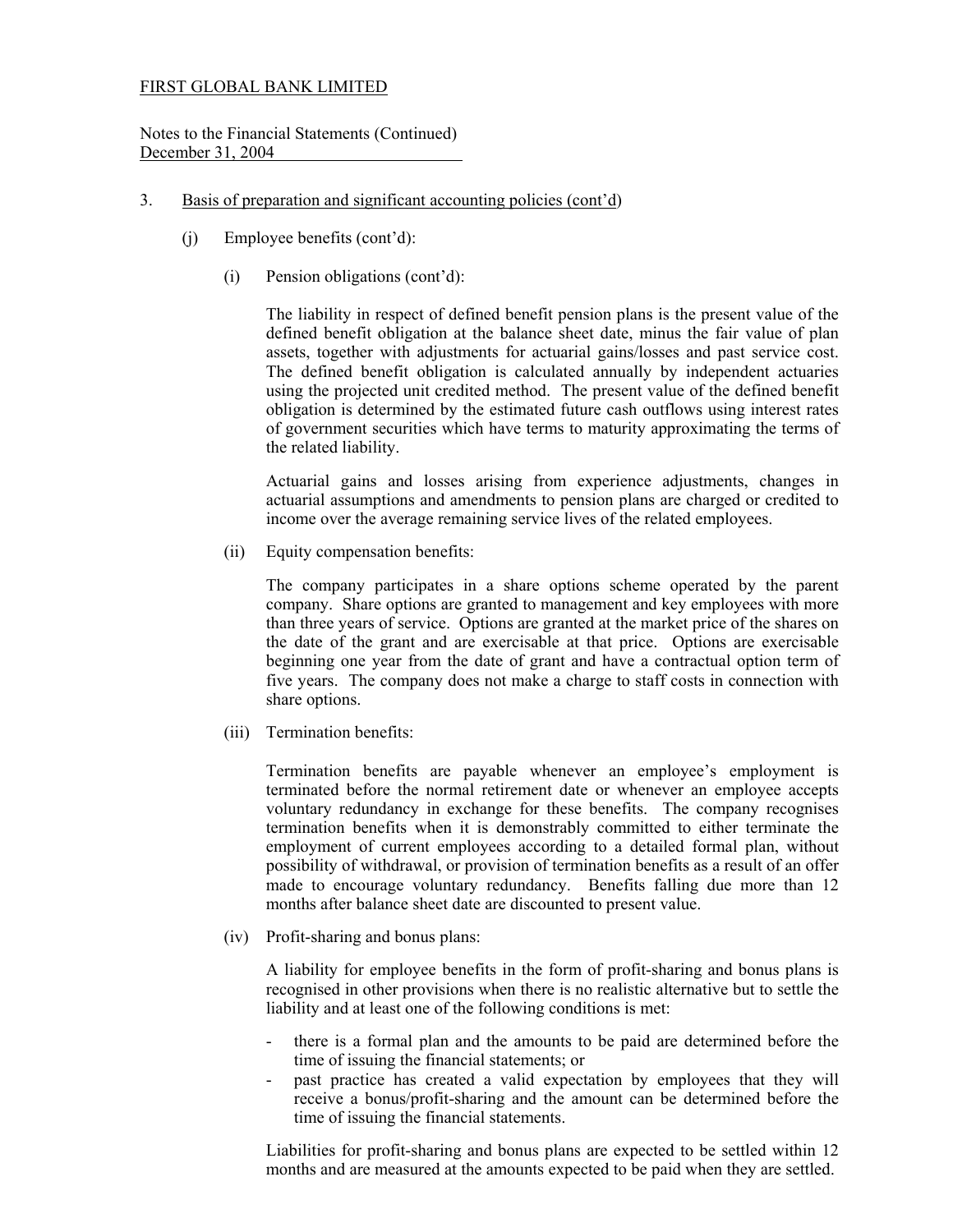FIRST GLOBAL BANK LIMITED

Notes to the Financial Statements (Continued)
December 31, 2004

3. Basis of preparation and significant accounting policies (cont'd)

(j) Employee benefits (cont'd):

(i) Pension obligations (cont'd):

The liability in respect of defined benefit pension plans is the present value of the defined benefit obligation at the balance sheet date, minus the fair value of plan assets, together with adjustments for actuarial gains/losses and past service cost. The defined benefit obligation is calculated annually by independent actuaries using the projected unit credited method. The present value of the defined benefit obligation is determined by the estimated future cash outflows using interest rates of government securities which have terms to maturity approximating the terms of the related liability.

Actuarial gains and losses arising from experience adjustments, changes in actuarial assumptions and amendments to pension plans are charged or credited to income over the average remaining service lives of the related employees.

(ii) Equity compensation benefits:

The company participates in a share options scheme operated by the parent company. Share options are granted to management and key employees with more than three years of service. Options are granted at the market price of the shares on the date of the grant and are exercisable at that price. Options are exercisable beginning one year from the date of grant and have a contractual option term of five years. The company does not make a charge to staff costs in connection with share options.

(iii) Termination benefits:

Termination benefits are payable whenever an employee's employment is terminated before the normal retirement date or whenever an employee accepts voluntary redundancy in exchange for these benefits. The company recognises termination benefits when it is demonstrably committed to either terminate the employment of current employees according to a detailed formal plan, without possibility of withdrawal, or provision of termination benefits as a result of an offer made to encourage voluntary redundancy. Benefits falling due more than 12 months after balance sheet date are discounted to present value.

(iv) Profit-sharing and bonus plans:

A liability for employee benefits in the form of profit-sharing and bonus plans is recognised in other provisions when there is no realistic alternative but to settle the liability and at least one of the following conditions is met:

- there is a formal plan and the amounts to be paid are determined before the time of issuing the financial statements; or
- past practice has created a valid expectation by employees that they will receive a bonus/profit-sharing and the amount can be determined before the time of issuing the financial statements.

Liabilities for profit-sharing and bonus plans are expected to be settled within 12 months and are measured at the amounts expected to be paid when they are settled.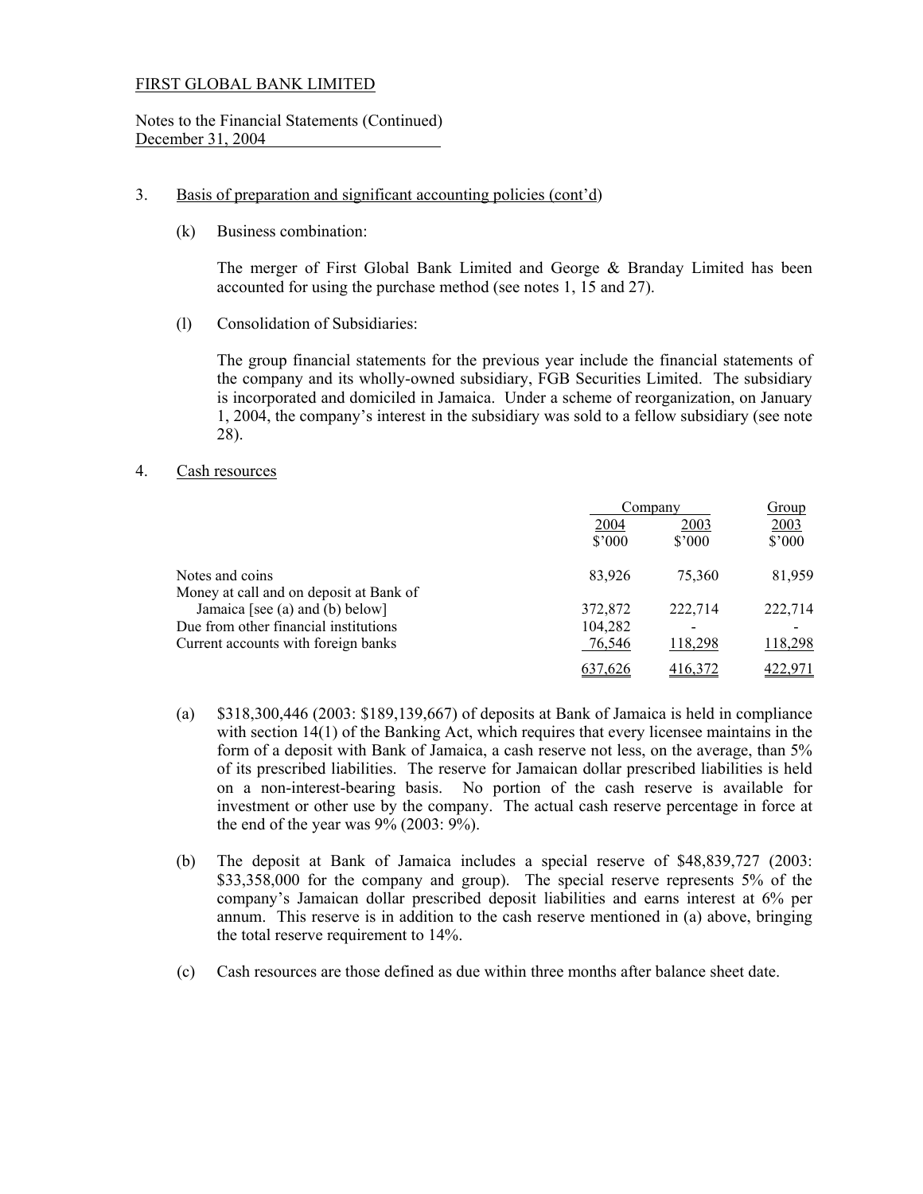FIRST GLOBAL BANK LIMITED

Notes to the Financial Statements (Continued)
December 31, 2004

3. Basis of preparation and significant accounting policies (cont'd)

   (k) Business combination:

   The merger of First Global Bank Limited and George & Branday Limited has been accounted for using the purchase method (see notes 1, 15 and 27).

   (l) Consolidation of Subsidiaries:

   The group financial statements for the previous year include the financial statements of the company and its wholly-owned subsidiary, FGB Securities Limited. The subsidiary is incorporated and domiciled in Jamaica. Under a scheme of reorganization, on January 1, 2004, the company's interest in the subsidiary was sold to a fellow subsidiary (see note 28).

4. Cash resources

| | Company | | Group |
|---|---|---|---|
| | 2004 | 2003 | 2003 |
| | $'000 | $'000 | $'000 |
| Notes and coins | 83,926 | 75,360 | 81,959 |
| Money at call and on deposit at Bank of Jamaica [see (a) and (b) below] | 372,872 | 222,714 | 222,714 |
| Due from other financial institutions | 104,282 | - | - |
| Current accounts with foreign banks | 76,546 | 118,298 | 118,298 |
| | 637,626 | 416,372 | 422,971 |

   (a) $318,300,446 (2003: $189,139,667) of deposits at Bank of Jamaica is held in compliance with section 14(1) of the Banking Act, which requires that every licensee maintains in the form of a deposit with Bank of Jamaica, a cash reserve not less, on the average, than 5% of its prescribed liabilities. The reserve for Jamaican dollar prescribed liabilities is held on a non-interest-bearing basis. No portion of the cash reserve is available for investment or other use by the company. The actual cash reserve percentage in force at the end of the year was 9% (2003: 9%).

   (b) The deposit at Bank of Jamaica includes a special reserve of $48,839,727 (2003: $33,358,000 for the company and group). The special reserve represents 5% of the company's Jamaican dollar prescribed deposit liabilities and earns interest at 6% per annum. This reserve is in addition to the cash reserve mentioned in (a) above, bringing the total reserve requirement to 14%.

   (c) Cash resources are those defined as due within three months after balance sheet date.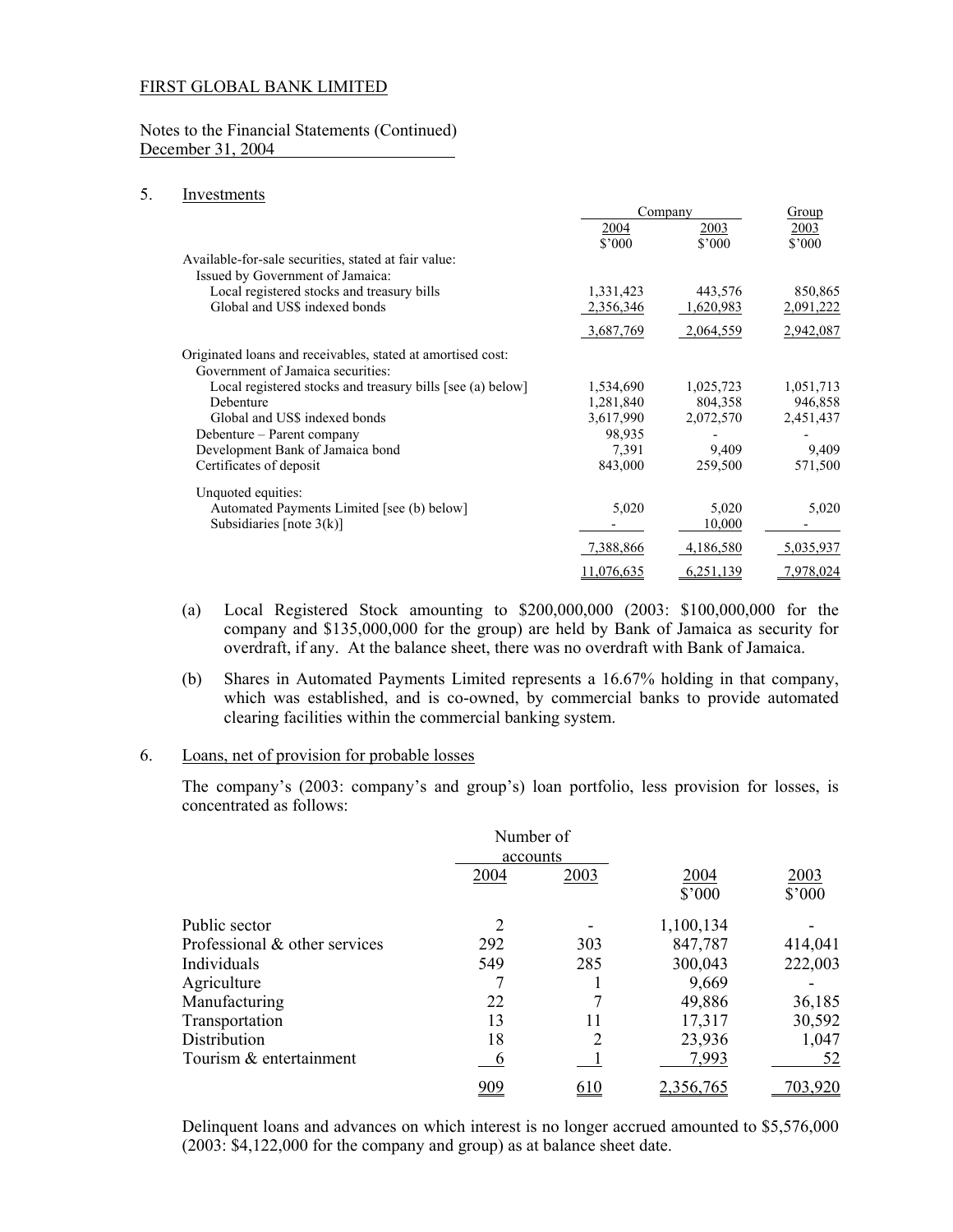FIRST GLOBAL BANK LIMITED

Notes to the Financial Statements (Continued)
December 31, 2004

## 5. Investments

| | Company | | Group |
|---|---|---|---|
| | 2004 | 2003 | 2003 |
| | $'000 | $'000 | $'000 |
| Available-for-sale securities, stated at fair value: | | | |
| Issued by Government of Jamaica: | | | |
| Local registered stocks and treasury bills | 1,331,423 | 443,576 | 850,865 |
| Global and US$ indexed bonds | 2,356,346 | 1,620,983 | 2,091,222 |
| | 3,687,769 | 2,064,559 | 2,942,087 |
| Originated loans and receivables, stated at amortised cost: | | | |
| Government of Jamaica securities: | | | |
| Local registered stocks and treasury bills [see (a) below] | 1,534,690 | 1,025,723 | 1,051,713 |
| Debenture | 1,281,840 | 804,358 | 946,858 |
| Global and US$ indexed bonds | 3,617,990 | 2,072,570 | 2,451,437 |
| Debenture – Parent company | 98,935 | - | - |
| Development Bank of Jamaica bond | 7,391 | 9,409 | 9,409 |
| Certificates of deposit | 843,000 | 259,500 | 571,500 |
| Unquoted equities: | | | |
| Automated Payments Limited [see (b) below] | 5,020 | 5,020 | 5,020 |
| Subsidiaries [note 3(k)] | - | 10,000 | - |
| | 7,388,866 | 4,186,580 | 5,035,937 |
| | 11,076,635 | 6,251,139 | 7,978,024 |

(a) Local Registered Stock amounting to $200,000,000 (2003: $100,000,000 for the company and $135,000,000 for the group) are held by Bank of Jamaica as security for overdraft, if any. At the balance sheet, there was no overdraft with Bank of Jamaica.

(b) Shares in Automated Payments Limited represents a 16.67% holding in that company, which was established, and is co-owned, by commercial banks to provide automated clearing facilities within the commercial banking system.

## 6. Loans, net of provision for probable losses

The company's (2003: company's and group's) loan portfolio, less provision for losses, is concentrated as follows:

| | Number of accounts | | | |
|---|---|---|---|---|
| | 2004 | 2003 | 2004 | 2003 |
| | | | $'000 | $'000 |
| Public sector | 2 | - | 1,100,134 | - |
| Professional & other services | 292 | 303 | 847,787 | 414,041 |
| Individuals | 549 | 285 | 300,043 | 222,003 |
| Agriculture | 7 | 1 | 9,669 | - |
| Manufacturing | 22 | 7 | 49,886 | 36,185 |
| Transportation | 13 | 11 | 17,317 | 30,592 |
| Distribution | 18 | 2 | 23,936 | 1,047 |
| Tourism & entertainment | 6 | 1 | 7,993 | 52 |
| | 909 | 610 | 2,356,765 | 703,920 |

Delinquent loans and advances on which interest is no longer accrued amounted to $5,576,000 (2003: $4,122,000 for the company and group) as at balance sheet date.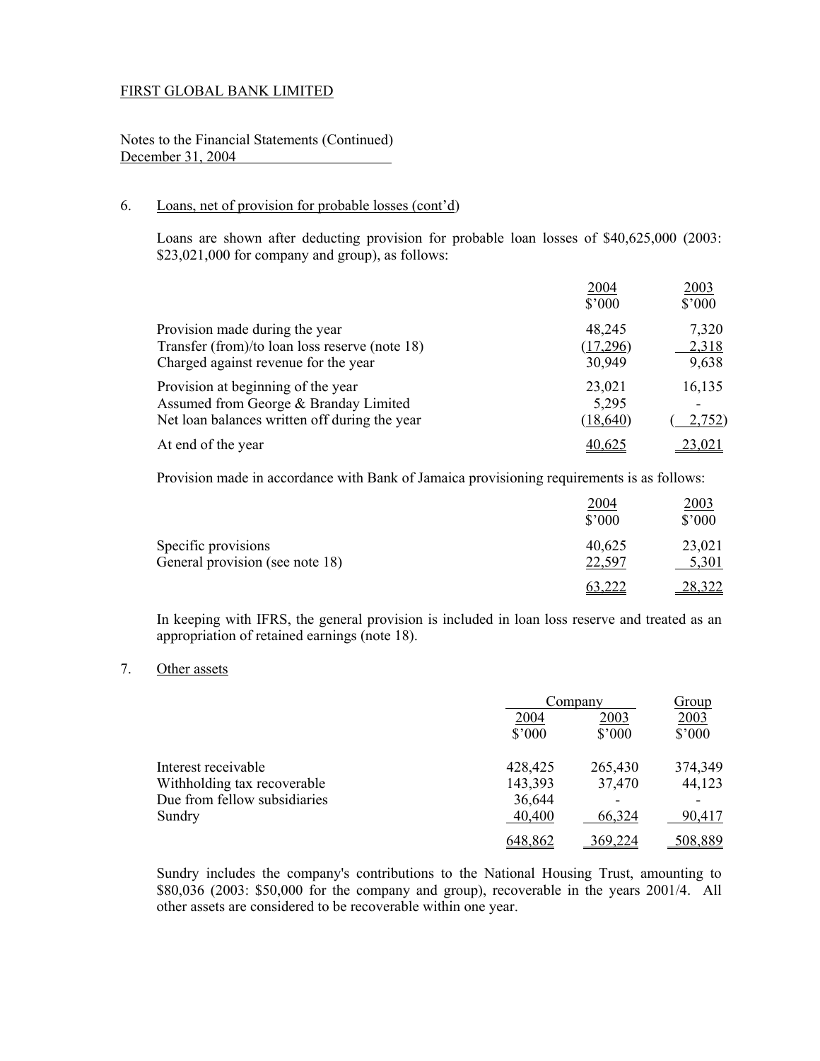FIRST GLOBAL BANK LIMITED

Notes to the Financial Statements (Continued)
December 31, 2004

6. Loans, net of provision for probable losses (cont'd)

Loans are shown after deducting provision for probable loan losses of $40,625,000 (2003: $23,021,000 for company and group), as follows:

| | 2004 $'000 | 2003 $'000 |
|---|---|---|
| Provision made during the year | 48,245 | 7,320 |
| Transfer (from)/to loan loss reserve (note 18) | (17,296) | 2,318 |
| Charged against revenue for the year | 30,949 | 9,638 |
| Provision at beginning of the year | 23,021 | 16,135 |
| Assumed from George & Branday Limited | 5,295 | - |
| Net loan balances written off during the year | (18,640) | ( 2,752) |
| At end of the year | 40,625 | 23,021 |

Provision made in accordance with Bank of Jamaica provisioning requirements is as follows:

| | 2004 $'000 | 2003 $'000 |
|---|---|---|
| Specific provisions | 40,625 | 23,021 |
| General provision (see note 18) | 22,597 | 5,301 |
| | 63,222 | 28,322 |

In keeping with IFRS, the general provision is included in loan loss reserve and treated as an appropriation of retained earnings (note 18).

7. Other assets

| | Company | | Group |
|---|---|---|---|
| | 2004 $'000 | 2003 $'000 | 2003 $'000 |
| Interest receivable | 428,425 | 265,430 | 374,349 |
| Withholding tax recoverable | 143,393 | 37,470 | 44,123 |
| Due from fellow subsidiaries | 36,644 | - | - |
| Sundry | 40,400 | 66,324 | 90,417 |
| | 648,862 | 369,224 | 508,889 |

Sundry includes the company's contributions to the National Housing Trust, amounting to $80,036 (2003: $50,000 for the company and group), recoverable in the years 2001/4. All other assets are considered to be recoverable within one year.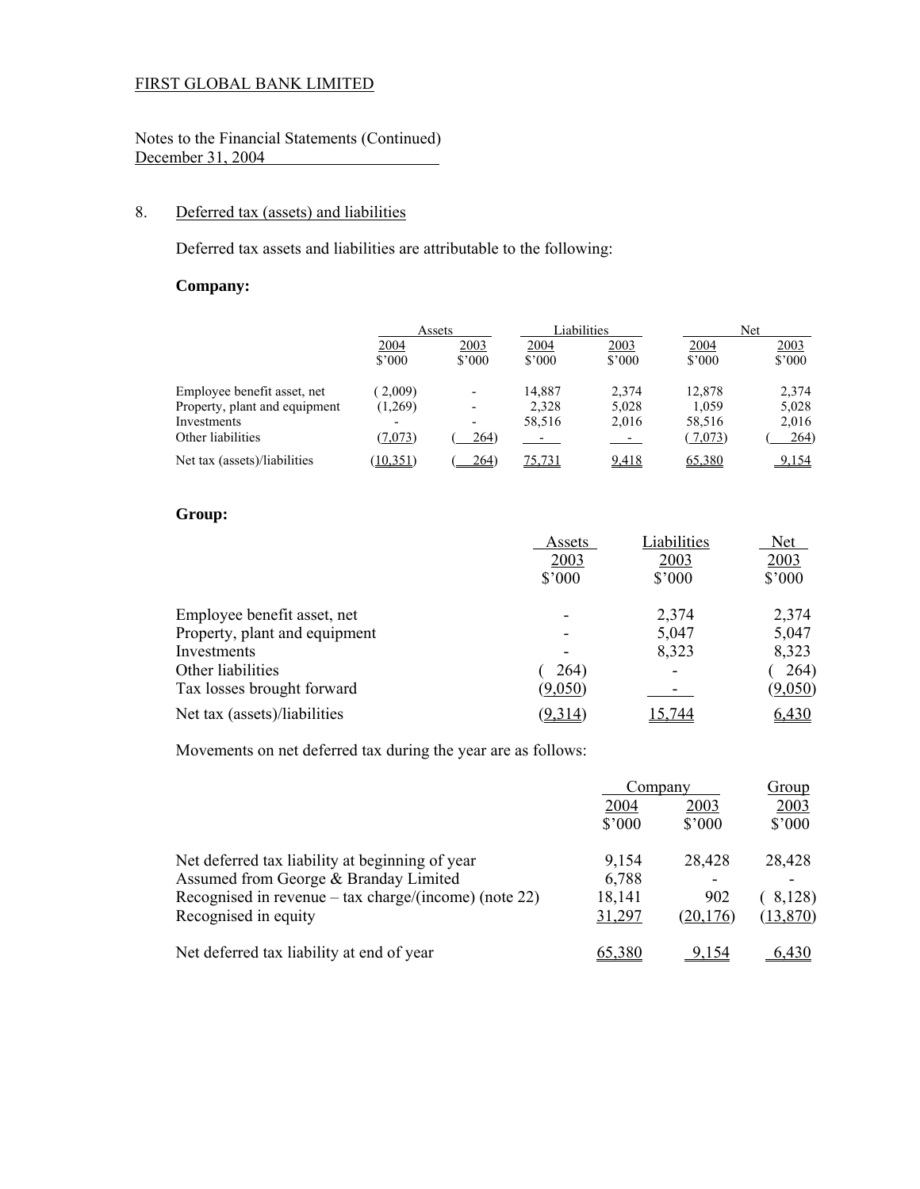FIRST GLOBAL BANK LIMITED

Notes to the Financial Statements (Continued)
December 31, 2004

## 8. Deferred tax (assets) and liabilities

Deferred tax assets and liabilities are attributable to the following:

**Company:**

| | Assets | | Liabilities | | Net | |
|---|---|---|---|---|---|---|
| | 2004 | 2003 | 2004 | 2003 | 2004 | 2003 |
| | $'000 | $'000 | $'000 | $'000 | $'000 | $'000 |
| Employee benefit asset, net | ( 2,009) | - | 14,887 | 2,374 | 12,878 | 2,374 |
| Property, plant and equipment | (1,269) | - | 2,328 | 5,028 | 1,059 | 5,028 |
| Investments | - | - | 58,516 | 2,016 | 58,516 | 2,016 |
| Other liabilities | (7,073) | ( 264) | - | - | ( 7,073) | ( 264) |
| Net tax (assets)/liabilities | (10,351) | ( 264) | 75,731 | 9,418 | 65,380 | 9,154 |

**Group:**

| | Assets | Liabilities | Net |
|---|---|---|---|
| | 2003 | 2003 | 2003 |
| | $'000 | $'000 | $'000 |
| Employee benefit asset, net | - | 2,374 | 2,374 |
| Property, plant and equipment | - | 5,047 | 5,047 |
| Investments | - | 8,323 | 8,323 |
| Other liabilities | ( 264) | - | ( 264) |
| Tax losses brought forward | (9,050) | - | (9,050) |
| Net tax (assets)/liabilities | (9,314) | 15,744 | 6,430 |

Movements on net deferred tax during the year are as follows:

| | Company | | Group |
|---|---|---|---|
| | 2004 | 2003 | 2003 |
| | $'000 | $'000 | $'000 |
| Net deferred tax liability at beginning of year | 9,154 | 28,428 | 28,428 |
| Assumed from George & Branday Limited | 6,788 | - | - |
| Recognised in revenue – tax charge/(income) (note 22) | 18,141 | 902 | ( 8,128) |
| Recognised in equity | 31,297 | (20,176) | (13,870) |
| Net deferred tax liability at end of year | 65,380 | 9,154 | 6,430 |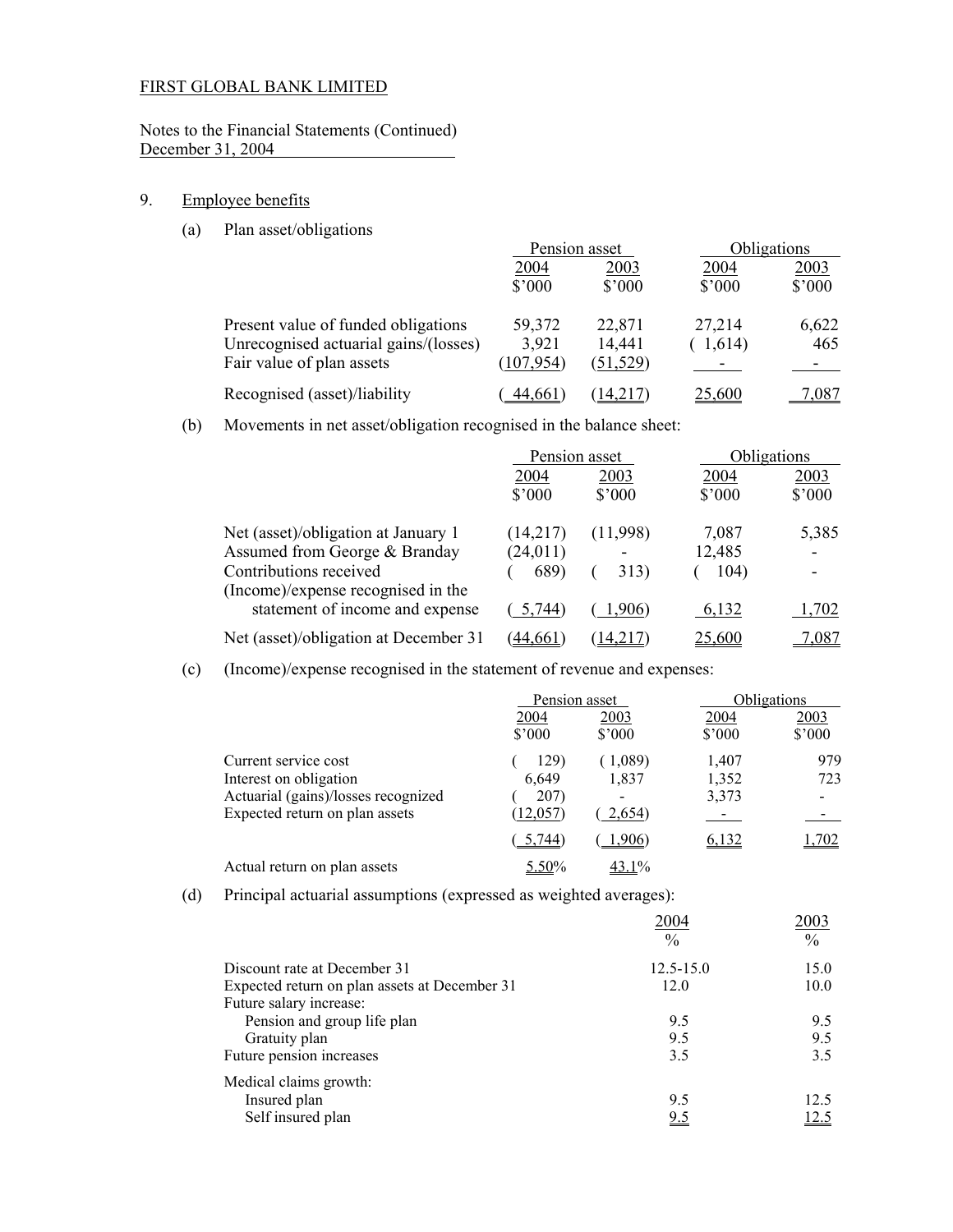FIRST GLOBAL BANK LIMITED

Notes to the Financial Statements (Continued)
December 31, 2004

9. Employee benefits

(a) Plan asset/obligations

| | Pension asset | | Obligations | |
|---|---|---|---|---|
| | 2004 | 2003 | 2004 | 2003 |
| | $'000 | $'000 | $'000 | $'000 |
| Present value of funded obligations | 59,372 | 22,871 | 27,214 | 6,622 |
| Unrecognised actuarial gains/(losses) | 3,921 | 14,441 | ( 1,614) | 465 |
| Fair value of plan assets | (107,954) | (51,529) | - | - |
| Recognised (asset)/liability | ( 44,661) | (14,217) | 25,600 | 7,087 |

(b) Movements in net asset/obligation recognised in the balance sheet:

| | Pension asset | | Obligations | |
|---|---|---|---|---|
| | 2004 | 2003 | 2004 | 2003 |
| | $'000 | $'000 | $'000 | $'000 |
| Net (asset)/obligation at January 1 | (14,217) | (11,998) | 7,087 | 5,385 |
| Assumed from George & Branday | (24,011) | - | 12,485 | - |
| Contributions received | ( 689) | ( 313) | ( 104) | - |
| (Income)/expense recognised in the statement of income and expense | ( 5,744) | ( 1,906) | 6,132 | 1,702 |
| Net (asset)/obligation at December 31 | (44,661) | (14,217) | 25,600 | 7,087 |

(c) (Income)/expense recognised in the statement of revenue and expenses:

| | Pension asset | | Obligations | |
|---|---|---|---|---|
| | 2004 | 2003 | 2004 | 2003 |
| | $'000 | $'000 | $'000 | $'000 |
| Current service cost | ( 129) | ( 1,089) | 1,407 | 979 |
| Interest on obligation | 6,649 | 1,837 | 1,352 | 723 |
| Actuarial (gains)/losses recognized | ( 207) | - | 3,373 | - |
| Expected return on plan assets | (12,057) | ( 2,654) | - | - |
| | ( 5,744) | ( 1,906) | 6,132 | 1,702 |
| Actual return on plan assets | 5.50% | 43.1% | | |

(d) Principal actuarial assumptions (expressed as weighted averages):

| | 2004 | 2003 |
|---|---|---|
| | % | % |
| Discount rate at December 31 | 12.5-15.0 | 15.0 |
| Expected return on plan assets at December 31 | 12.0 | 10.0 |
| Future salary increase: | | |
| Pension and group life plan | 9.5 | 9.5 |
| Gratuity plan | 9.5 | 9.5 |
| Future pension increases | 3.5 | 3.5 |
| Medical claims growth: | | |
| Insured plan | 9.5 | 12.5 |
| Self insured plan | 9.5 | 12.5 |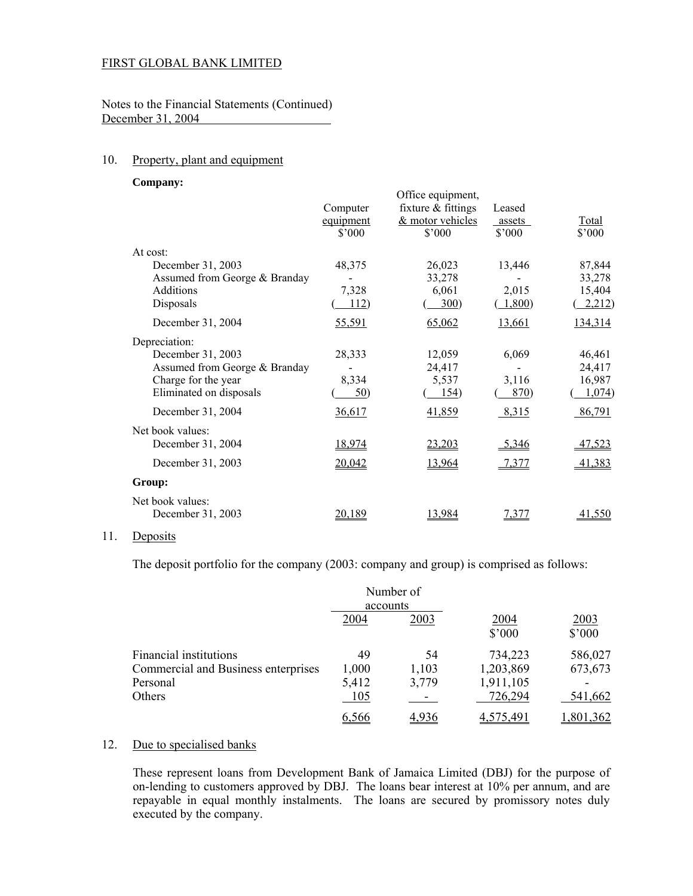FIRST GLOBAL BANK LIMITED

Notes to the Financial Statements (Continued)
December 31, 2004

## 10. Property, plant and equipment

**Company:**

| | Computer equipment $'000 | Office equipment, fixture & fittings & motor vehicles $'000 | Leased assets $'000 | Total $'000 |
|---|---|---|---|---|
| At cost: | | | | |
| December 31, 2003 | 48,375 | 26,023 | 13,446 | 87,844 |
| Assumed from George & Branday | - | 33,278 | - | 33,278 |
| Additions | 7,328 | 6,061 | 2,015 | 15,404 |
| Disposals | ( 112) | ( 300) | ( 1,800) | ( 2,212) |
| December 31, 2004 | 55,591 | 65,062 | 13,661 | 134,314 |
| Depreciation: | | | | |
| December 31, 2003 | 28,333 | 12,059 | 6,069 | 46,461 |
| Assumed from George & Branday | - | 24,417 | - | 24,417 |
| Charge for the year | 8,334 | 5,537 | 3,116 | 16,987 |
| Eliminated on disposals | ( 50) | ( 154) | ( 870) | ( 1,074) |
| December 31, 2004 | 36,617 | 41,859 | 8,315 | 86,791 |
| Net book values: | | | | |
| December 31, 2004 | 18,974 | 23,203 | 5,346 | 47,523 |
| December 31, 2003 | 20,042 | 13,964 | 7,377 | 41,383 |
| **Group:** | | | | |
| Net book values: | | | | |
| December 31, 2003 | 20,189 | 13,984 | 7,377 | 41,550 |

## 11. Deposits

The deposit portfolio for the company (2003: company and group) is comprised as follows:

| | Number of accounts | | | |
|---|---|---|---|---|
| | 2004 | 2003 | 2004 $'000 | 2003 $'000 |
| Financial institutions | 49 | 54 | 734,223 | 586,027 |
| Commercial and Business enterprises | 1,000 | 1,103 | 1,203,869 | 673,673 |
| Personal | 5,412 | 3,779 | 1,911,105 | - |
| Others | 105 | - | 726,294 | 541,662 |
| | 6,566 | 4,936 | 4,575,491 | 1,801,362 |

## 12. Due to specialised banks

These represent loans from Development Bank of Jamaica Limited (DBJ) for the purpose of on-lending to customers approved by DBJ. The loans bear interest at 10% per annum, and are repayable in equal monthly instalments. The loans are secured by promissory notes duly executed by the company.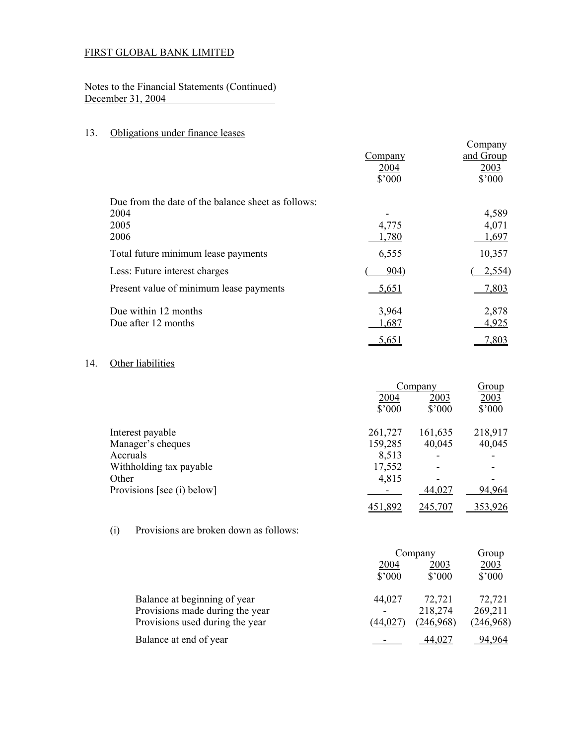FIRST GLOBAL BANK LIMITED

Notes to the Financial Statements (Continued)
December 31, 2004

## 13. Obligations under finance leases

| | Company 2004 $'000 | Company and Group 2003 $'000 |
|---|---|---|
| Due from the date of the balance sheet as follows: | | |
| 2004 | - | 4,589 |
| 2005 | 4,775 | 4,071 |
| 2006 | 1,780 | 1,697 |
| Total future minimum lease payments | 6,555 | 10,357 |
| Less: Future interest charges | ( 904) | ( 2,554) |
| Present value of minimum lease payments | 5,651 | 7,803 |
| Due within 12 months | 3,964 | 2,878 |
| Due after 12 months | 1,687 | 4,925 |
| | 5,651 | 7,803 |

## 14. Other liabilities

| | Company | | Group |
|---|---|---|---|
| | 2004 $'000 | 2003 $'000 | 2003 $'000 |
| Interest payable | 261,727 | 161,635 | 218,917 |
| Manager's cheques | 159,285 | 40,045 | 40,045 |
| Accruals | 8,513 | - | - |
| Withholding tax payable | 17,552 | - | - |
| Other | 4,815 | - | - |
| Provisions [see (i) below] | - | 44,027 | 94,964 |
| | 451,892 | 245,707 | 353,926 |

(i) Provisions are broken down as follows:

| | Company | | Group |
|---|---|---|---|
| | 2004 $'000 | 2003 $'000 | 2003 $'000 |
| Balance at beginning of year | 44,027 | 72,721 | 72,721 |
| Provisions made during the year | - | 218,274 | 269,211 |
| Provisions used during the year | (44,027) | (246,968) | (246,968) |
| Balance at end of year | - | 44,027 | 94,964 |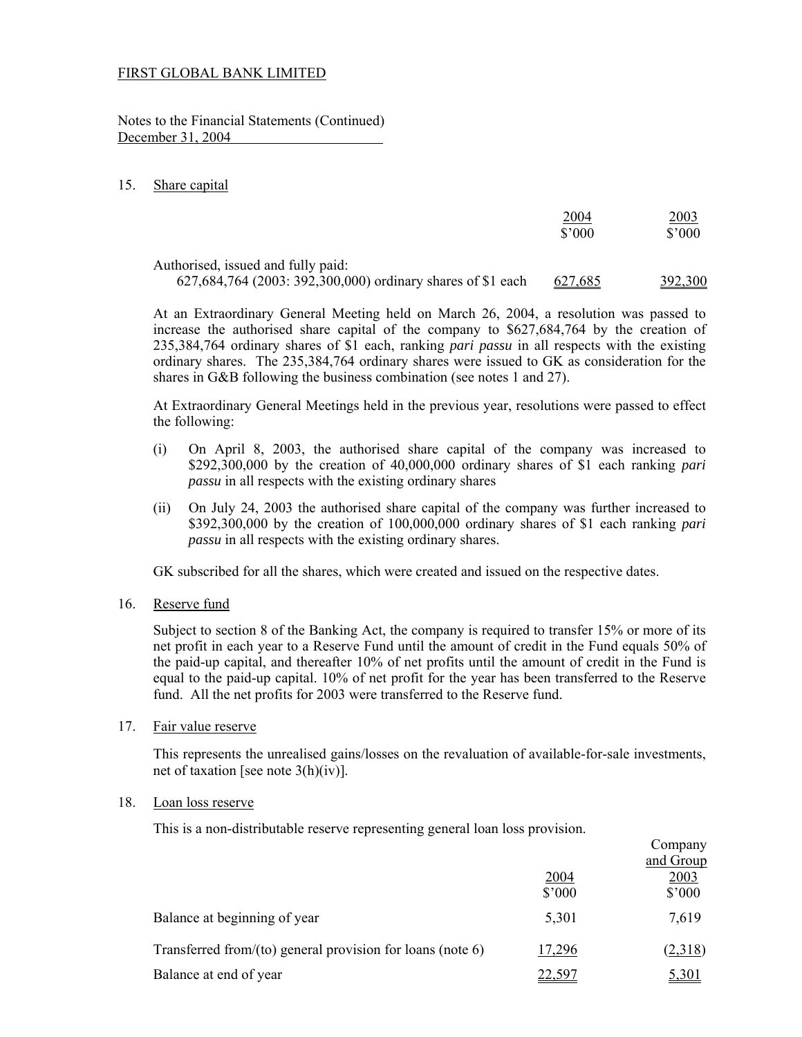FIRST GLOBAL BANK LIMITED

Notes to the Financial Statements (Continued)
December 31, 2004

## 15. Share capital

| | 2004<br>$'000 | 2003<br>$'000 |
|---|---|---|
| Authorised, issued and fully paid: | | |
| 627,684,764 (2003: 392,300,000) ordinary shares of $1 each | 627,685 | 392,300 |

At an Extraordinary General Meeting held on March 26, 2004, a resolution was passed to increase the authorised share capital of the company to $627,684,764 by the creation of 235,384,764 ordinary shares of $1 each, ranking *pari passu* in all respects with the existing ordinary shares. The 235,384,764 ordinary shares were issued to GK as consideration for the shares in G&B following the business combination (see notes 1 and 27).

At Extraordinary General Meetings held in the previous year, resolutions were passed to effect the following:

(i) On April 8, 2003, the authorised share capital of the company was increased to $292,300,000 by the creation of 40,000,000 ordinary shares of $1 each ranking *pari passu* in all respects with the existing ordinary shares

(ii) On July 24, 2003 the authorised share capital of the company was further increased to $392,300,000 by the creation of 100,000,000 ordinary shares of $1 each ranking *pari passu* in all respects with the existing ordinary shares.

GK subscribed for all the shares, which were created and issued on the respective dates.

## 16. Reserve fund

Subject to section 8 of the Banking Act, the company is required to transfer 15% or more of its net profit in each year to a Reserve Fund until the amount of credit in the Fund equals 50% of the paid-up capital, and thereafter 10% of net profits until the amount of credit in the Fund is equal to the paid-up capital. 10% of net profit for the year has been transferred to the Reserve fund. All the net profits for 2003 were transferred to the Reserve fund.

## 17. Fair value reserve

This represents the unrealised gains/losses on the revaluation of available-for-sale investments, net of taxation [see note 3(h)(iv)].

## 18. Loan loss reserve

This is a non-distributable reserve representing general loan loss provision.

| | 2004<br>$'000 | Company and Group<br>2003<br>$'000 |
|---|---|---|
| Balance at beginning of year | 5,301 | 7,619 |
| Transferred from/(to) general provision for loans (note 6) | 17,296 | (2,318) |
| Balance at end of year | 22,597 | 5,301 |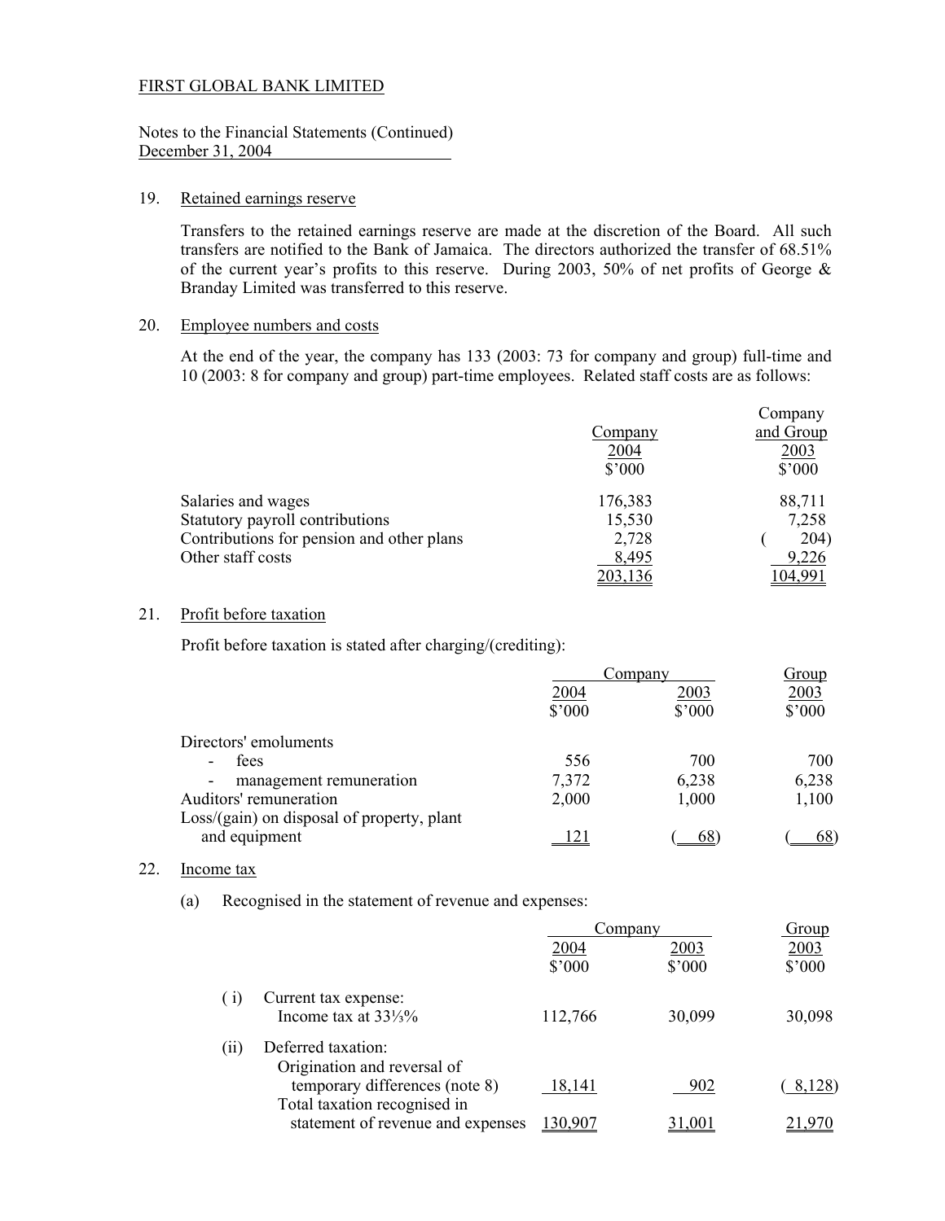FIRST GLOBAL BANK LIMITED

Notes to the Financial Statements (Continued)
December 31, 2004

## 19. Retained earnings reserve

Transfers to the retained earnings reserve are made at the discretion of the Board. All such transfers are notified to the Bank of Jamaica. The directors authorized the transfer of 68.51% of the current year's profits to this reserve. During 2003, 50% of net profits of George & Branday Limited was transferred to this reserve.

## 20. Employee numbers and costs

At the end of the year, the company has 133 (2003: 73 for company and group) full-time and 10 (2003: 8 for company and group) part-time employees. Related staff costs are as follows:

| | Company 2004 $'000 | Company and Group 2003 $'000 |
|---|---|---|
| Salaries and wages | 176,383 | 88,711 |
| Statutory payroll contributions | 15,530 | 7,258 |
| Contributions for pension and other plans | 2,728 | ( 204) |
| Other staff costs | 8,495 | 9,226 |
| | 203,136 | 104,991 |

## 21. Profit before taxation

Profit before taxation is stated after charging/(crediting):

| | Company | | Group |
|---|---|---|---|
| | 2004 $'000 | 2003 $'000 | 2003 $'000 |
| Directors' emoluments | | | |
| - fees | 556 | 700 | 700 |
| - management remuneration | 7,372 | 6,238 | 6,238 |
| Auditors' remuneration | 2,000 | 1,000 | 1,100 |
| Loss/(gain) on disposal of property, plant and equipment | 121 | ( 68) | ( 68) |

## 22. Income tax

(a) Recognised in the statement of revenue and expenses:

| | Company | | Group |
|---|---|---|---|
| | 2004 $'000 | 2003 $'000 | 2003 $'000 |
| ( i) Current tax expense: Income tax at 33⅓% | 112,766 | 30,099 | 30,098 |
| (ii) Deferred taxation: Origination and reversal of temporary differences (note 8) | 18,141 | 902 | ( 8,128) |
| Total taxation recognised in statement of revenue and expenses | 130,907 | 31,001 | 21,970 |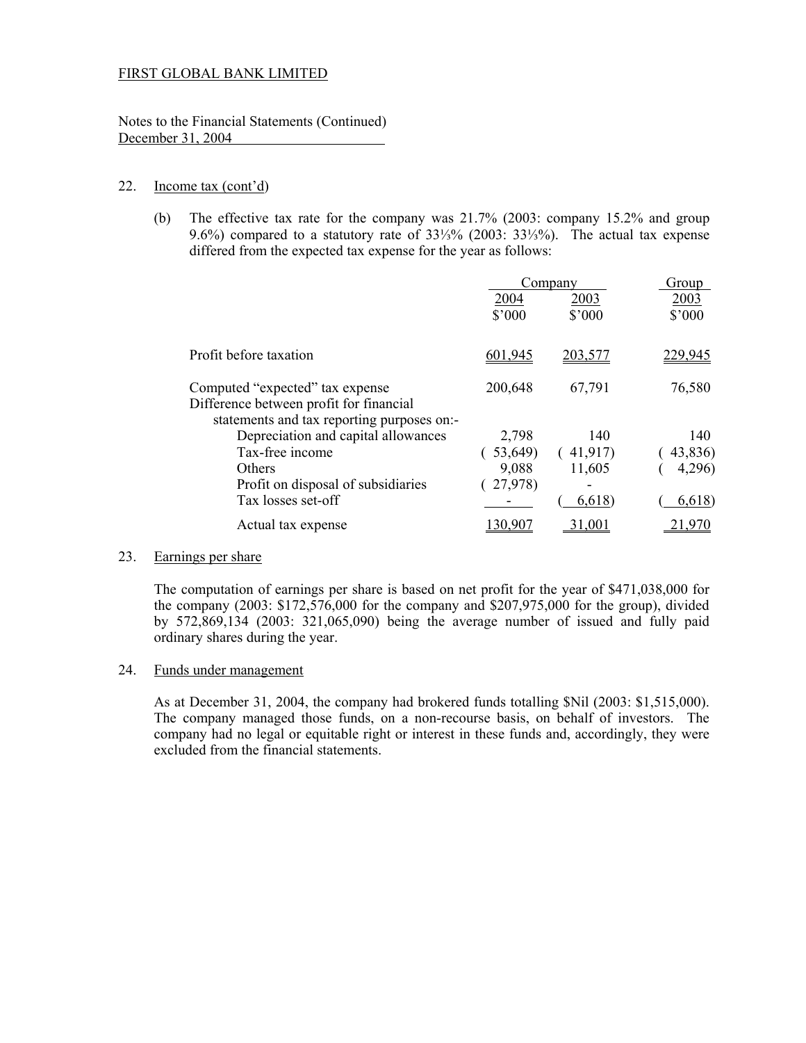FIRST GLOBAL BANK LIMITED

Notes to the Financial Statements (Continued)
December 31, 2004

22. Income tax (cont'd)

(b) The effective tax rate for the company was 21.7% (2003: company 15.2% and group 9.6%) compared to a statutory rate of 33⅓% (2003: 33⅓%). The actual tax expense differed from the expected tax expense for the year as follows:

| | Company | | Group |
|---|---|---|---|
| | 2004 | 2003 | 2003 |
| | $'000 | $'000 | $'000 |
| Profit before taxation | 601,945 | 203,577 | 229,945 |
| Computed "expected" tax expense | 200,648 | 67,791 | 76,580 |
| Difference between profit for financial statements and tax reporting purposes on:- | | | |
| Depreciation and capital allowances | 2,798 | 140 | 140 |
| Tax-free income | ( 53,649) | ( 41,917) | ( 43,836) |
| Others | 9,088 | 11,605 | ( 4,296) |
| Profit on disposal of subsidiaries | ( 27,978) | - | |
| Tax losses set-off | - | ( 6,618) | ( 6,618) |
| Actual tax expense | 130,907 | 31,001 | 21,970 |

23. Earnings per share

The computation of earnings per share is based on net profit for the year of $471,038,000 for the company (2003: $172,576,000 for the company and $207,975,000 for the group), divided by 572,869,134 (2003: 321,065,090) being the average number of issued and fully paid ordinary shares during the year.

24. Funds under management

As at December 31, 2004, the company had brokered funds totalling $Nil (2003: $1,515,000). The company managed those funds, on a non-recourse basis, on behalf of investors. The company had no legal or equitable right or interest in these funds and, accordingly, they were excluded from the financial statements.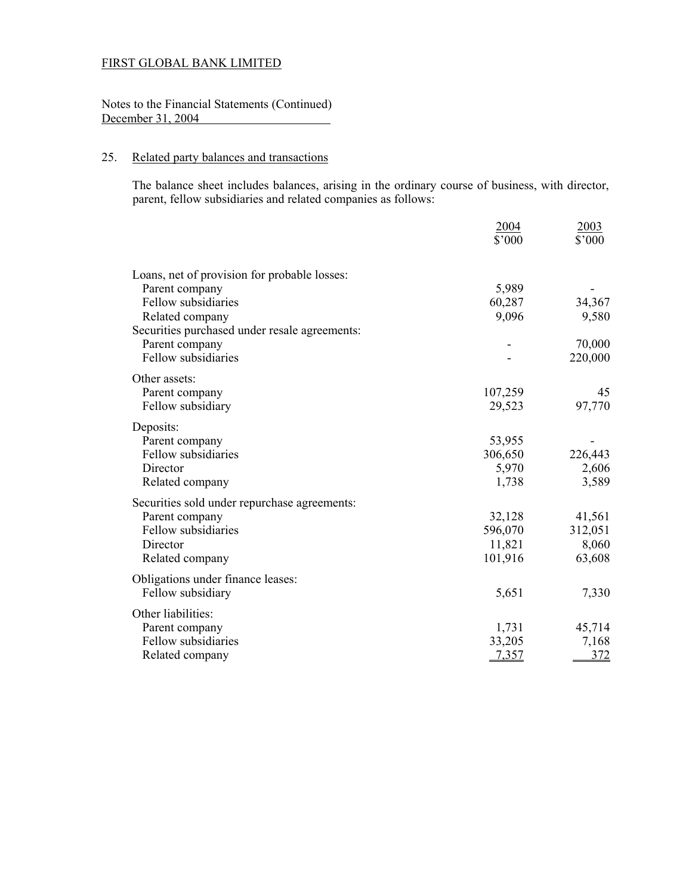FIRST GLOBAL BANK LIMITED

Notes to the Financial Statements (Continued)
December 31, 2004

## 25. Related party balances and transactions

The balance sheet includes balances, arising in the ordinary course of business, with director, parent, fellow subsidiaries and related companies as follows:

| | 2004<br>$'000 | 2003<br>$'000 |
|---|---|---|
| Loans, net of provision for probable losses: | | |
| Parent company | 5,989 | - |
| Fellow subsidiaries | 60,287 | 34,367 |
| Related company | 9,096 | 9,580 |
| Securities purchased under resale agreements: | | |
| Parent company | - | 70,000 |
| Fellow subsidiaries | - | 220,000 |
| Other assets: | | |
| Parent company | 107,259 | 45 |
| Fellow subsidiary | 29,523 | 97,770 |
| Deposits: | | |
| Parent company | 53,955 | - |
| Fellow subsidiaries | 306,650 | 226,443 |
| Director | 5,970 | 2,606 |
| Related company | 1,738 | 3,589 |
| Securities sold under repurchase agreements: | | |
| Parent company | 32,128 | 41,561 |
| Fellow subsidiaries | 596,070 | 312,051 |
| Director | 11,821 | 8,060 |
| Related company | 101,916 | 63,608 |
| Obligations under finance leases: | | |
| Fellow subsidiary | 5,651 | 7,330 |
| Other liabilities: | | |
| Parent company | 1,731 | 45,714 |
| Fellow subsidiaries | 33,205 | 7,168 |
| Related company | 7,357 | 372 |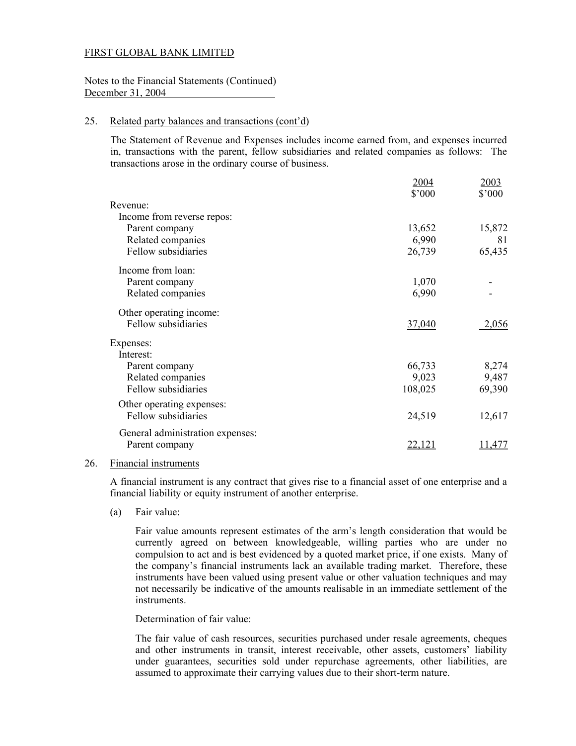FIRST GLOBAL BANK LIMITED

Notes to the Financial Statements (Continued)
December 31, 2004

25. Related party balances and transactions (cont'd)

The Statement of Revenue and Expenses includes income earned from, and expenses incurred in, transactions with the parent, fellow subsidiaries and related companies as follows: The transactions arose in the ordinary course of business.

| | 2004<br>$'000 | 2003<br>$'000 |
|---|---|---|
| Revenue: | | |
| Income from reverse repos: | | |
| Parent company | 13,652 | 15,872 |
| Related companies | 6,990 | 81 |
| Fellow subsidiaries | 26,739 | 65,435 |
| Income from loan: | | |
| Parent company | 1,070 | - |
| Related companies | 6,990 | - |
| Other operating income: | | |
| Fellow subsidiaries | 37,040 | 2,056 |
| Expenses: | | |
| Interest: | | |
| Parent company | 66,733 | 8,274 |
| Related companies | 9,023 | 9,487 |
| Fellow subsidiaries | 108,025 | 69,390 |
| Other operating expenses: | | |
| Fellow subsidiaries | 24,519 | 12,617 |
| General administration expenses: | | |
| Parent company | 22,121 | 11,477 |

26. Financial instruments

A financial instrument is any contract that gives rise to a financial asset of one enterprise and a financial liability or equity instrument of another enterprise.

(a) Fair value:

Fair value amounts represent estimates of the arm's length consideration that would be currently agreed on between knowledgeable, willing parties who are under no compulsion to act and is best evidenced by a quoted market price, if one exists. Many of the company's financial instruments lack an available trading market. Therefore, these instruments have been valued using present value or other valuation techniques and may not necessarily be indicative of the amounts realisable in an immediate settlement of the instruments.

Determination of fair value:

The fair value of cash resources, securities purchased under resale agreements, cheques and other instruments in transit, interest receivable, other assets, customers' liability under guarantees, securities sold under repurchase agreements, other liabilities, are assumed to approximate their carrying values due to their short-term nature.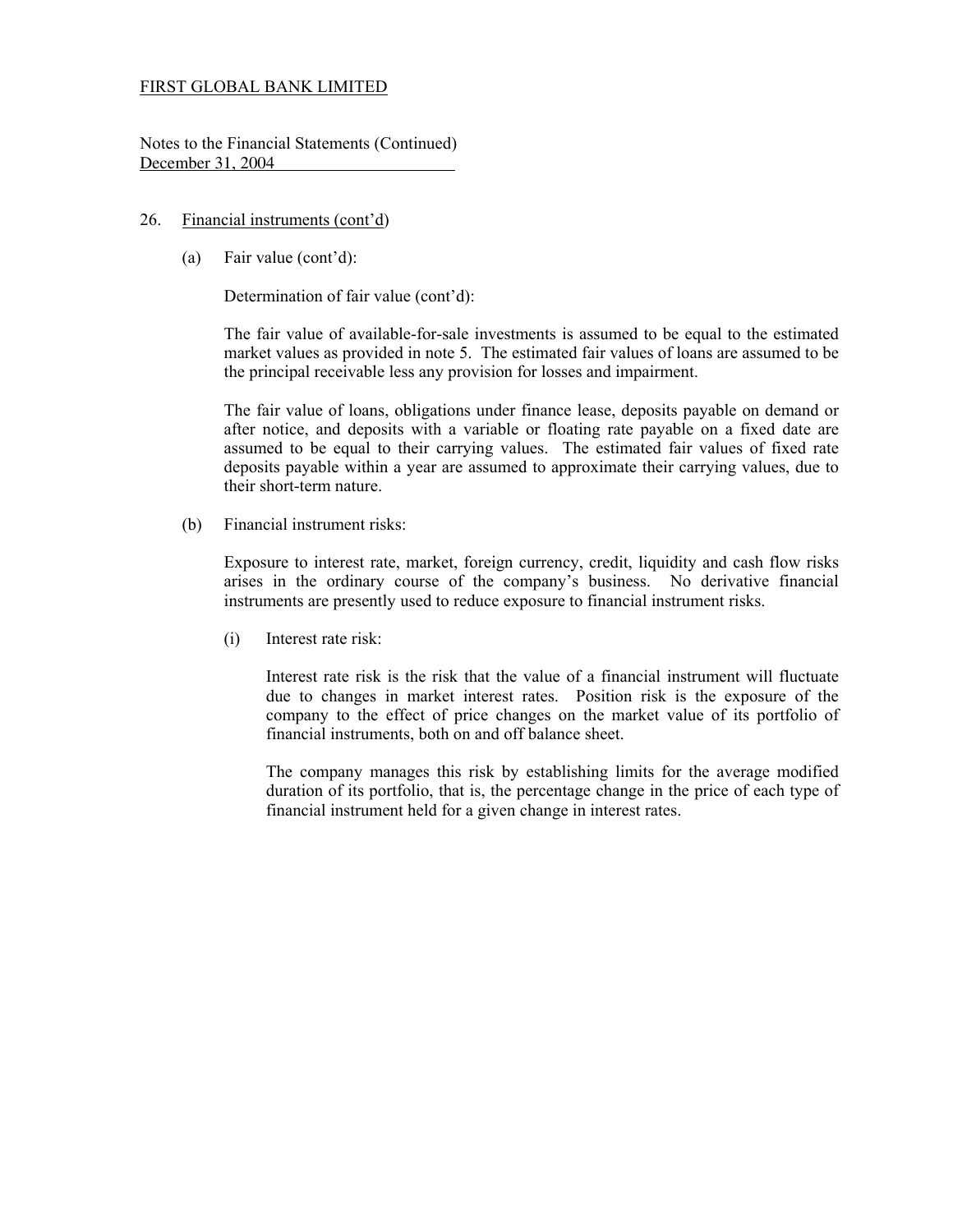FIRST GLOBAL BANK LIMITED

Notes to the Financial Statements (Continued)
December 31, 2004

26. Financial instruments (cont'd)

(a) Fair value (cont'd):

Determination of fair value (cont'd):

The fair value of available-for-sale investments is assumed to be equal to the estimated market values as provided in note 5. The estimated fair values of loans are assumed to be the principal receivable less any provision for losses and impairment.

The fair value of loans, obligations under finance lease, deposits payable on demand or after notice, and deposits with a variable or floating rate payable on a fixed date are assumed to be equal to their carrying values. The estimated fair values of fixed rate deposits payable within a year are assumed to approximate their carrying values, due to their short-term nature.

(b) Financial instrument risks:

Exposure to interest rate, market, foreign currency, credit, liquidity and cash flow risks arises in the ordinary course of the company's business. No derivative financial instruments are presently used to reduce exposure to financial instrument risks.

(i) Interest rate risk:

Interest rate risk is the risk that the value of a financial instrument will fluctuate due to changes in market interest rates. Position risk is the exposure of the company to the effect of price changes on the market value of its portfolio of financial instruments, both on and off balance sheet.

The company manages this risk by establishing limits for the average modified duration of its portfolio, that is, the percentage change in the price of each type of financial instrument held for a given change in interest rates.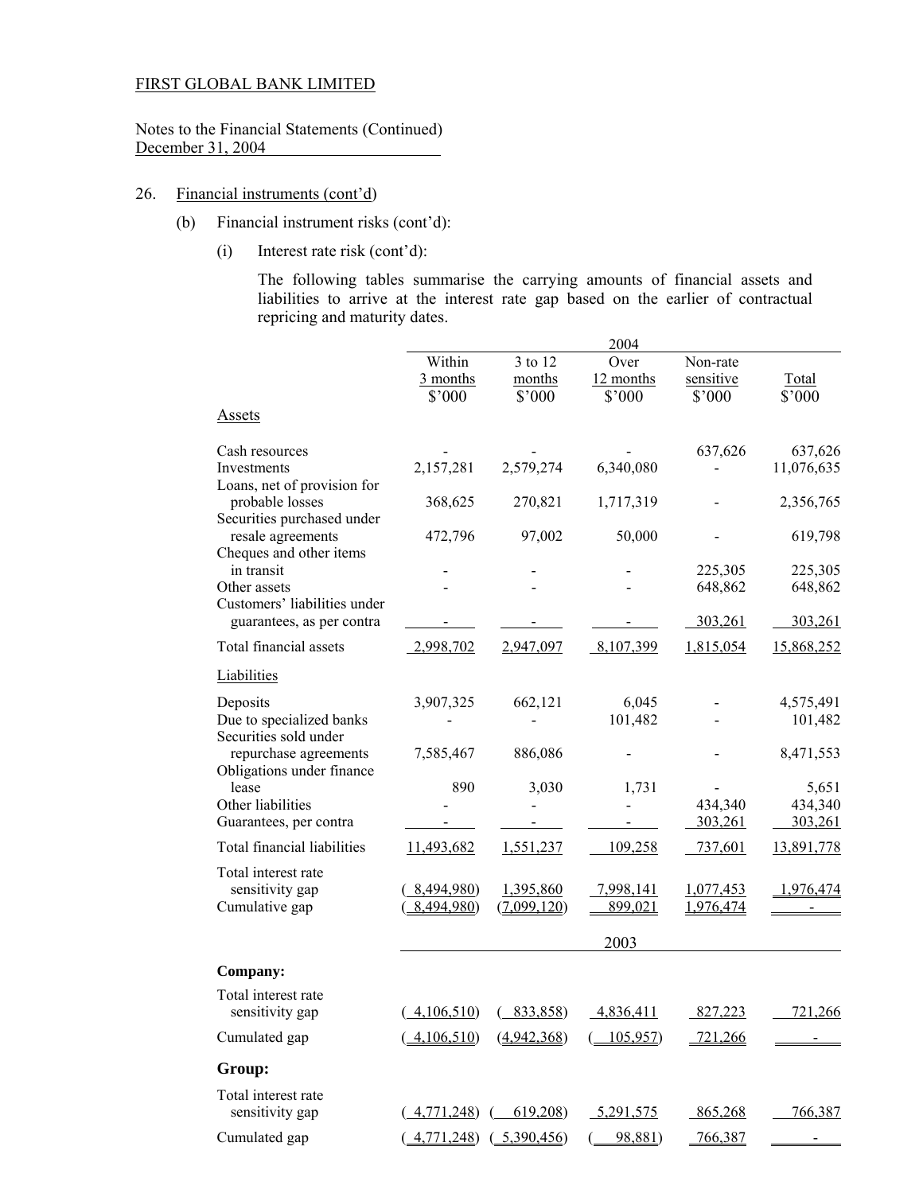FIRST GLOBAL BANK LIMITED

Notes to the Financial Statements (Continued)
December 31, 2004

26. Financial instruments (cont'd)

(b) Financial instrument risks (cont'd):

(i) Interest rate risk (cont'd):

The following tables summarise the carrying amounts of financial assets and liabilities to arrive at the interest rate gap based on the earlier of contractual repricing and maturity dates.

| | 2004 | | | | |
|---|---|---|---|---|---|
| | Within 3 months $'000 | 3 to 12 months $'000 | Over 12 months $'000 | Non-rate sensitive $'000 | Total $'000 |
| **Assets** | | | | | |
| Cash resources | - | - | - | 637,626 | 637,626 |
| Investments | 2,157,281 | 2,579,274 | 6,340,080 | - | 11,076,635 |
| Loans, net of provision for probable losses | 368,625 | 270,821 | 1,717,319 | - | 2,356,765 |
| Securities purchased under resale agreements | 472,796 | 97,002 | 50,000 | - | 619,798 |
| Cheques and other items in transit | - | - | - | 225,305 | 225,305 |
| Other assets | - | - | - | 648,862 | 648,862 |
| Customers' liabilities under guarantees, as per contra | - | - | - | 303,261 | 303,261 |
| Total financial assets | 2,998,702 | 2,947,097 | 8,107,399 | 1,815,054 | 15,868,252 |
| **Liabilities** | | | | | |
| Deposits | 3,907,325 | 662,121 | 6,045 | - | 4,575,491 |
| Due to specialized banks | - | - | 101,482 | - | 101,482 |
| Securities sold under repurchase agreements | 7,585,467 | 886,086 | - | - | 8,471,553 |
| Obligations under finance lease | 890 | 3,030 | 1,731 | - | 5,651 |
| Other liabilities | - | - | - | 434,340 | 434,340 |
| Guarantees, per contra | - | - | - | 303,261 | 303,261 |
| Total financial liabilities | 11,493,682 | 1,551,237 | 109,258 | 737,601 | 13,891,778 |
| Total interest rate sensitivity gap | (8,494,980) | 1,395,860 | 7,998,141 | 1,077,453 | 1,976,474 |
| Cumulative gap | (8,494,980) | (7,099,120) | 899,021 | 1,976,474 | - |
| | 2003 | | | | |
| **Company:** | | | | | |
| Total interest rate sensitivity gap | (4,106,510) | (833,858) | 4,836,411 | 827,223 | 721,266 |
| Cumulated gap | (4,106,510) | (4,942,368) | (105,957) | 721,266 | - |
| **Group:** | | | | | |
| Total interest rate sensitivity gap | (4,771,248) | (619,208) | 5,291,575 | 865,268 | 766,387 |
| Cumulated gap | (4,771,248) | (5,390,456) | (98,881) | 766,387 | - |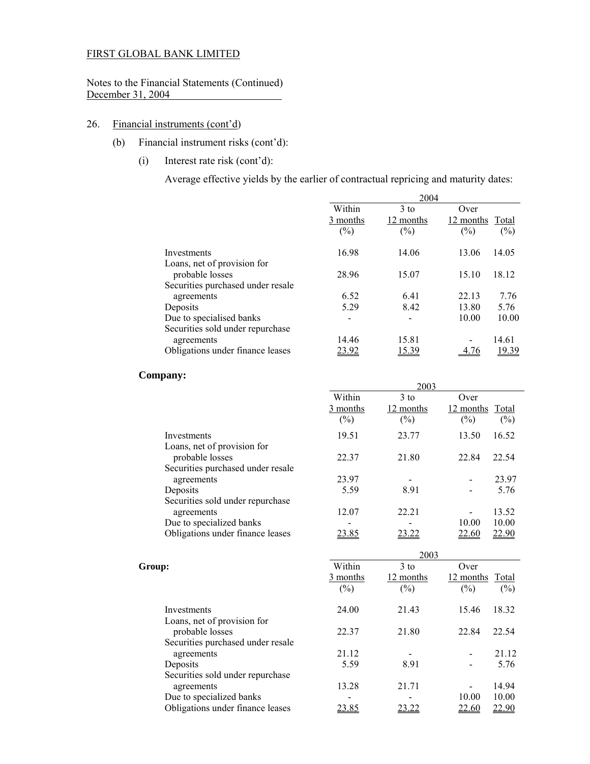FIRST GLOBAL BANK LIMITED

Notes to the Financial Statements (Continued)
December 31, 2004

26. Financial instruments (cont'd)

(b) Financial instrument risks (cont'd):

(i) Interest rate risk (cont'd):

Average effective yields by the earlier of contractual repricing and maturity dates:

| | 2004 | | | |
|---|---|---|---|---|
| | Within 3 months (%) | 3 to 12 months (%) | Over 12 months (%) | Total (%) |
| Investments | 16.98 | 14.06 | 13.06 | 14.05 |
| Loans, net of provision for probable losses | 28.96 | 15.07 | 15.10 | 18.12 |
| Securities purchased under resale agreements | 6.52 | 6.41 | 22.13 | 7.76 |
| Deposits | 5.29 | 8.42 | 13.80 | 5.76 |
| Due to specialised banks | - | - | 10.00 | 10.00 |
| Securities sold under repurchase agreements | 14.46 | 15.81 | - | 14.61 |
| Obligations under finance leases | 23.92 | 15.39 | 4.76 | 19.39 |

**Company:**

| | 2003 | | | |
|---|---|---|---|---|
| | Within 3 months (%) | 3 to 12 months (%) | Over 12 months (%) | Total (%) |
| Investments | 19.51 | 23.77 | 13.50 | 16.52 |
| Loans, net of provision for probable losses | 22.37 | 21.80 | 22.84 | 22.54 |
| Securities purchased under resale agreements | 23.97 | - | - | 23.97 |
| Deposits | 5.59 | 8.91 | - | 5.76 |
| Securities sold under repurchase agreements | 12.07 | 22.21 | - | 13.52 |
| Due to specialized banks | - | - | 10.00 | 10.00 |
| Obligations under finance leases | 23.85 | 23.22 | 22.60 | 22.90 |

**Group:**

| | 2003 | | | |
|---|---|---|---|---|
| | Within 3 months (%) | 3 to 12 months (%) | Over 12 months (%) | Total (%) |
| Investments | 24.00 | 21.43 | 15.46 | 18.32 |
| Loans, net of provision for probable losses | 22.37 | 21.80 | 22.84 | 22.54 |
| Securities purchased under resale agreements | 21.12 | - | - | 21.12 |
| Deposits | 5.59 | 8.91 | - | 5.76 |
| Securities sold under repurchase agreements | 13.28 | 21.71 | - | 14.94 |
| Due to specialized banks | - | - | 10.00 | 10.00 |
| Obligations under finance leases | 23.85 | 23.22 | 22.60 | 22.90 |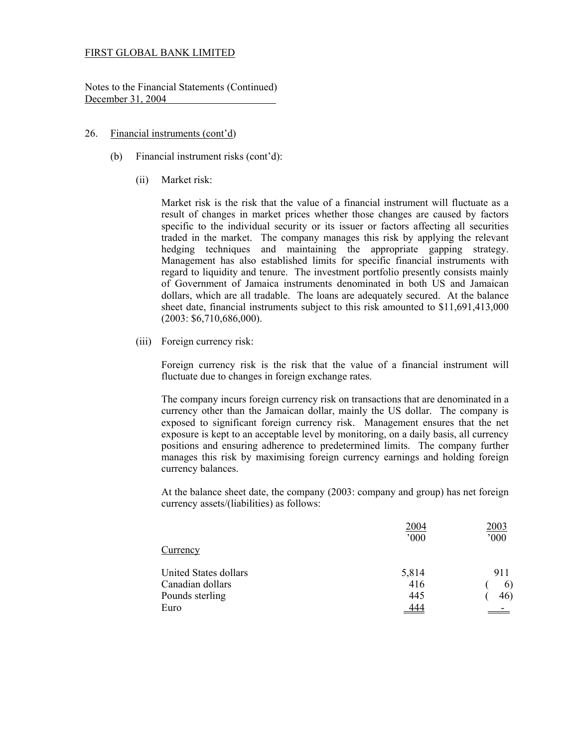FIRST GLOBAL BANK LIMITED

Notes to the Financial Statements (Continued)
December 31, 2004

26. Financial instruments (cont'd)

(b) Financial instrument risks (cont'd):

(ii) Market risk:

Market risk is the risk that the value of a financial instrument will fluctuate as a result of changes in market prices whether those changes are caused by factors specific to the individual security or its issuer or factors affecting all securities traded in the market. The company manages this risk by applying the relevant hedging techniques and maintaining the appropriate gapping strategy. Management has also established limits for specific financial instruments with regard to liquidity and tenure. The investment portfolio presently consists mainly of Government of Jamaica instruments denominated in both US and Jamaican dollars, which are all tradable. The loans are adequately secured. At the balance sheet date, financial instruments subject to this risk amounted to $11,691,413,000 (2003: $6,710,686,000).

(iii) Foreign currency risk:

Foreign currency risk is the risk that the value of a financial instrument will fluctuate due to changes in foreign exchange rates.

The company incurs foreign currency risk on transactions that are denominated in a currency other than the Jamaican dollar, mainly the US dollar. The company is exposed to significant foreign currency risk. Management ensures that the net exposure is kept to an acceptable level by monitoring, on a daily basis, all currency positions and ensuring adherence to predetermined limits. The company further manages this risk by maximising foreign currency earnings and holding foreign currency balances.

At the balance sheet date, the company (2003: company and group) has net foreign currency assets/(liabilities) as follows:

| Currency | 2004<br>'000 | 2003<br>'000 |
|---|---|---|
| United States dollars | 5,814 | 911 |
| Canadian dollars | 416 | ( 6) |
| Pounds sterling | 445 | ( 46) |
| Euro | 444 | - |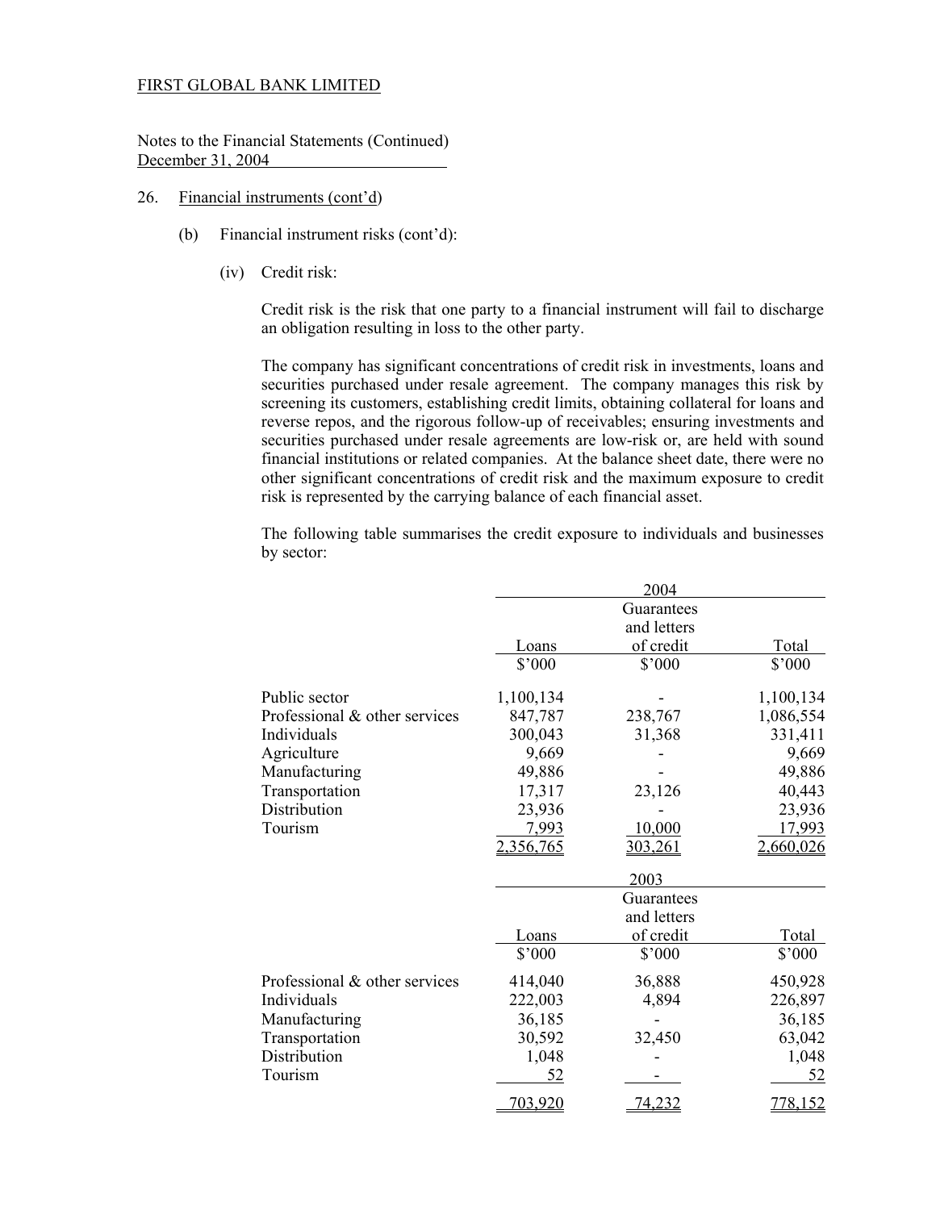FIRST GLOBAL BANK LIMITED

Notes to the Financial Statements (Continued)
December 31, 2004

26. Financial instruments (cont'd)

(b) Financial instrument risks (cont'd):

(iv) Credit risk:

Credit risk is the risk that one party to a financial instrument will fail to discharge an obligation resulting in loss to the other party.

The company has significant concentrations of credit risk in investments, loans and securities purchased under resale agreement. The company manages this risk by screening its customers, establishing credit limits, obtaining collateral for loans and reverse repos, and the rigorous follow-up of receivables; ensuring investments and securities purchased under resale agreements are low-risk or, are held with sound financial institutions or related companies. At the balance sheet date, there were no other significant concentrations of credit risk and the maximum exposure to credit risk is represented by the carrying balance of each financial asset.

The following table summarises the credit exposure to individuals and businesses by sector:

| | 2004 | | |
|---|---|---|---|
| | Loans | Guarantees and letters of credit | Total |
| | $'000 | $'000 | $'000 |
| Public sector | 1,100,134 | - | 1,100,134 |
| Professional & other services | 847,787 | 238,767 | 1,086,554 |
| Individuals | 300,043 | 31,368 | 331,411 |
| Agriculture | 9,669 | - | 9,669 |
| Manufacturing | 49,886 | - | 49,886 |
| Transportation | 17,317 | 23,126 | 40,443 |
| Distribution | 23,936 | - | 23,936 |
| Tourism | 7,993 | 10,000 | 17,993 |
| | 2,356,765 | 303,261 | 2,660,026 |

| | 2003 | | |
|---|---|---|---|
| | Loans | Guarantees and letters of credit | Total |
| | $'000 | $'000 | $'000 |
| Professional & other services | 414,040 | 36,888 | 450,928 |
| Individuals | 222,003 | 4,894 | 226,897 |
| Manufacturing | 36,185 | - | 36,185 |
| Transportation | 30,592 | 32,450 | 63,042 |
| Distribution | 1,048 | - | 1,048 |
| Tourism | 52 | - | 52 |
| | 703,920 | 74,232 | 778,152 |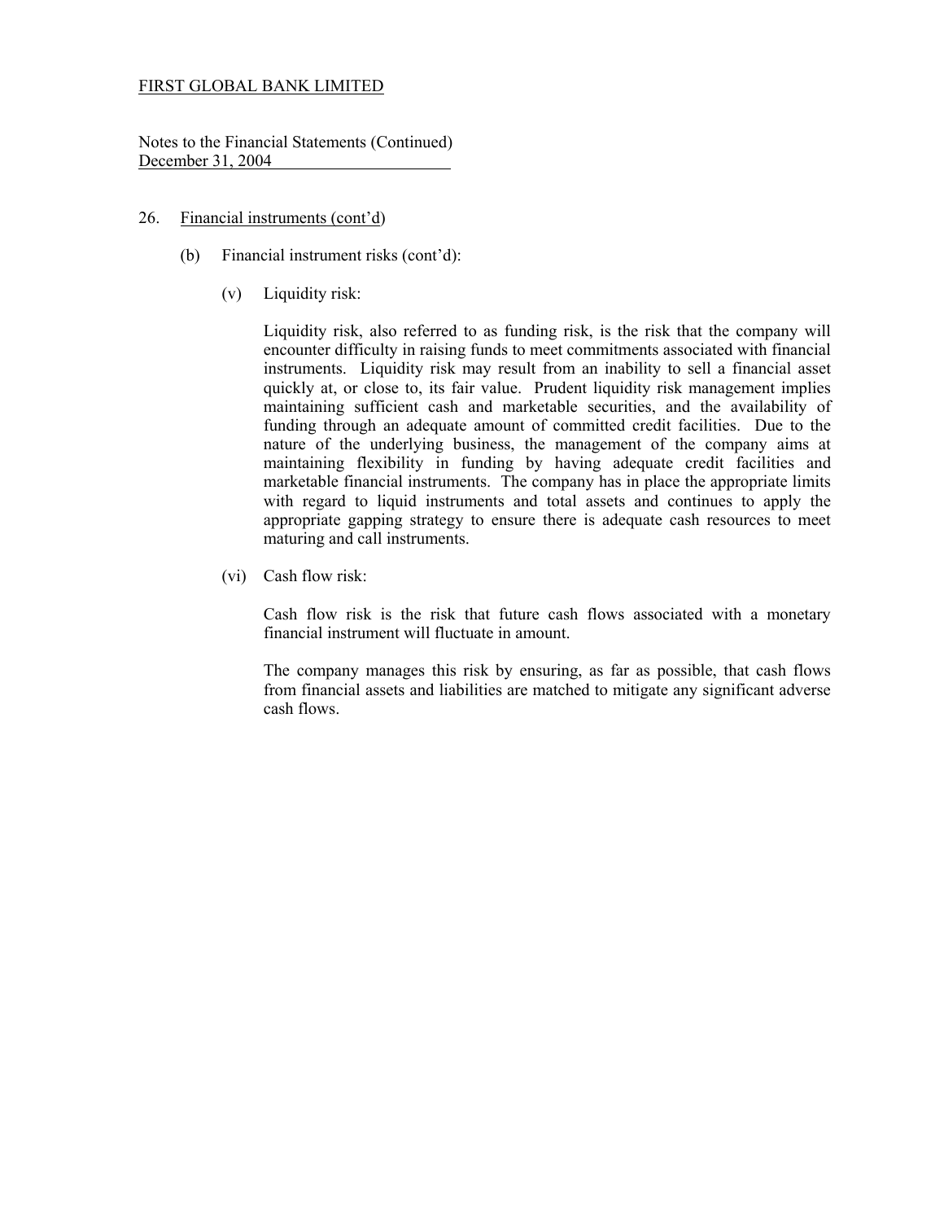FIRST GLOBAL BANK LIMITED

Notes to the Financial Statements (Continued)
December 31, 2004

26. Financial instruments (cont'd)

(b) Financial instrument risks (cont'd):

(v) Liquidity risk:

Liquidity risk, also referred to as funding risk, is the risk that the company will encounter difficulty in raising funds to meet commitments associated with financial instruments. Liquidity risk may result from an inability to sell a financial asset quickly at, or close to, its fair value. Prudent liquidity risk management implies maintaining sufficient cash and marketable securities, and the availability of funding through an adequate amount of committed credit facilities. Due to the nature of the underlying business, the management of the company aims at maintaining flexibility in funding by having adequate credit facilities and marketable financial instruments. The company has in place the appropriate limits with regard to liquid instruments and total assets and continues to apply the appropriate gapping strategy to ensure there is adequate cash resources to meet maturing and call instruments.

(vi) Cash flow risk:

Cash flow risk is the risk that future cash flows associated with a monetary financial instrument will fluctuate in amount.

The company manages this risk by ensuring, as far as possible, that cash flows from financial assets and liabilities are matched to mitigate any significant adverse cash flows.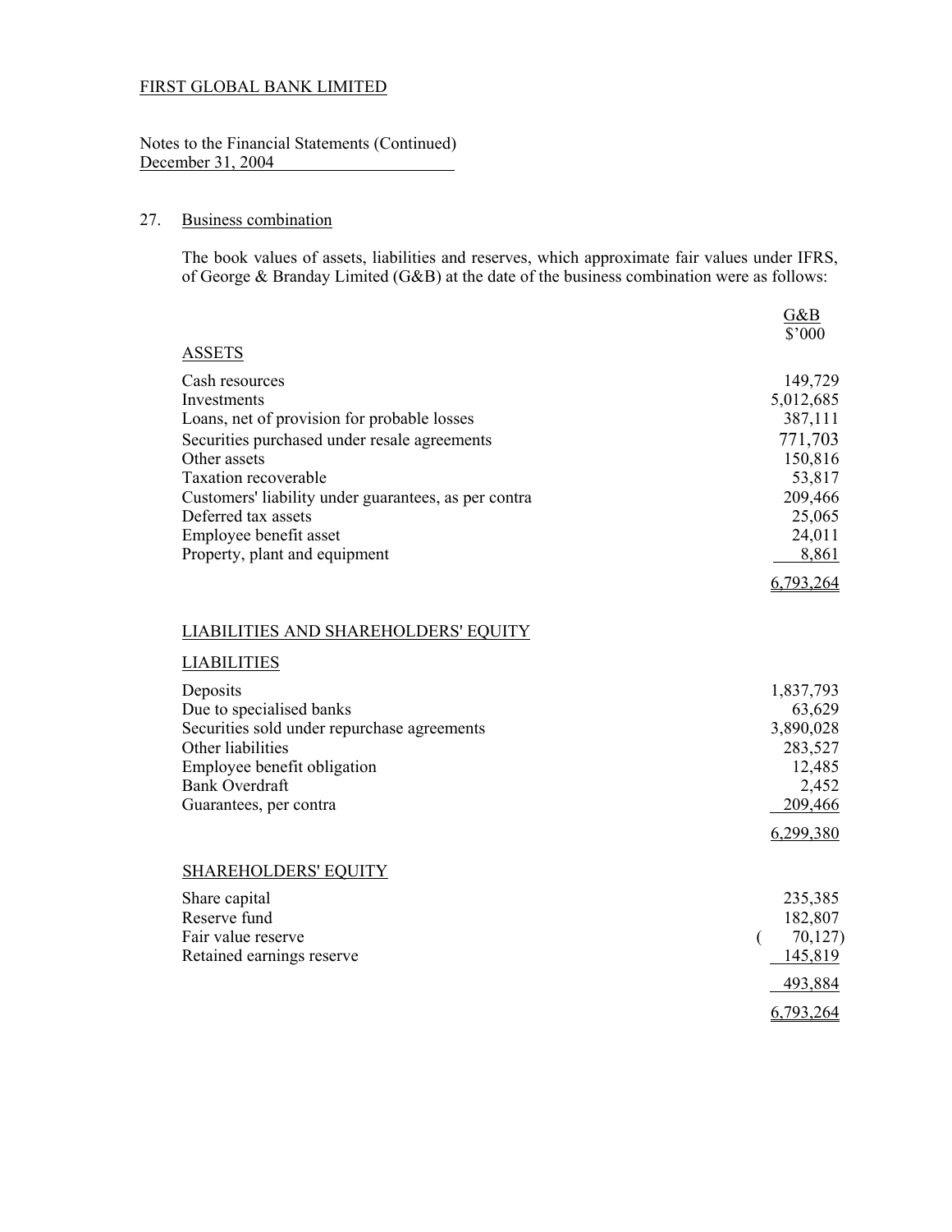FIRST GLOBAL BANK LIMITED

Notes to the Financial Statements (Continued)
December 31, 2004

## 27. Business combination

The book values of assets, liabilities and reserves, which approximate fair values under IFRS, of George & Branday Limited (G&B) at the date of the business combination were as follows:

| | G&B<br>$'000 |
|---|---:|
| **ASSETS** | |
| Cash resources | 149,729 |
| Investments | 5,012,685 |
| Loans, net of provision for probable losses | 387,111 |
| Securities purchased under resale agreements | 771,703 |
| Other assets | 150,816 |
| Taxation recoverable | 53,817 |
| Customers' liability under guarantees, as per contra | 209,466 |
| Deferred tax assets | 25,065 |
| Employee benefit asset | 24,011 |
| Property, plant and equipment | 8,861 |
| | 6,793,264 |
| **LIABILITIES AND SHAREHOLDERS' EQUITY** | |
| **LIABILITIES** | |
| Deposits | 1,837,793 |
| Due to specialised banks | 63,629 |
| Securities sold under repurchase agreements | 3,890,028 |
| Other liabilities | 283,527 |
| Employee benefit obligation | 12,485 |
| Bank Overdraft | 2,452 |
| Guarantees, per contra | 209,466 |
| | 6,299,380 |
| **SHAREHOLDERS' EQUITY** | |
| Share capital | 235,385 |
| Reserve fund | 182,807 |
| Fair value reserve | ( 70,127) |
| Retained earnings reserve | 145,819 |
| | 493,884 |
| | 6,793,264 |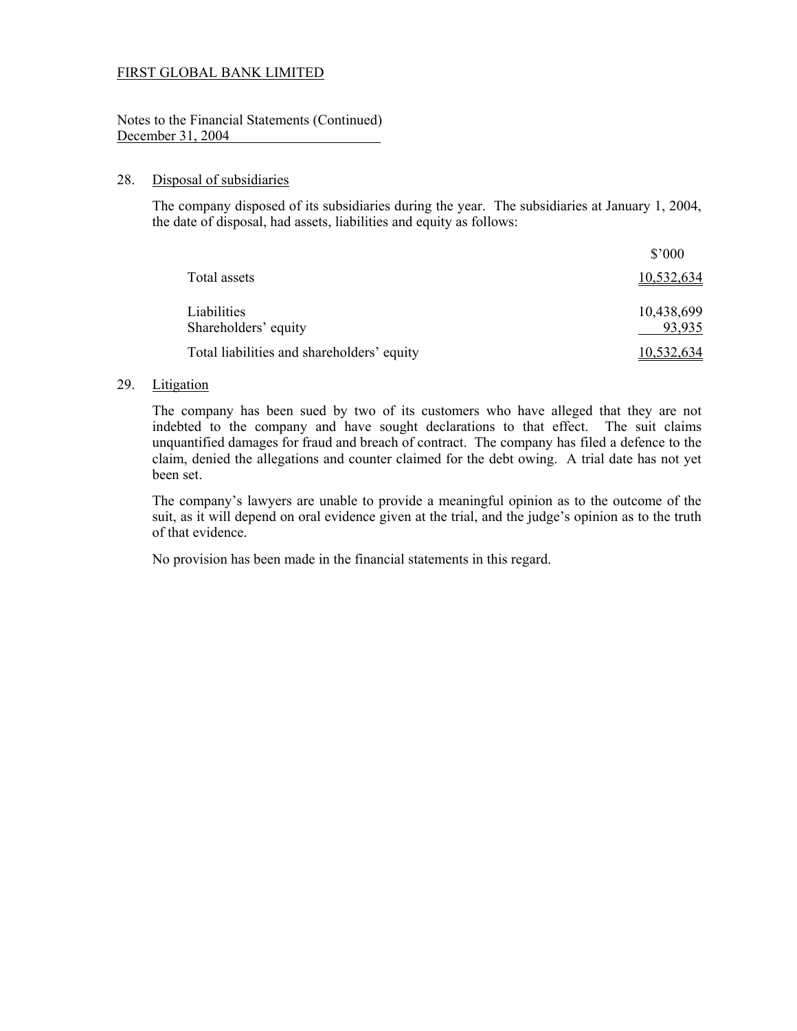FIRST GLOBAL BANK LIMITED

Notes to the Financial Statements (Continued)
December 31, 2004

## 28. Disposal of subsidiaries

The company disposed of its subsidiaries during the year. The subsidiaries at January 1, 2004, the date of disposal, had assets, liabilities and equity as follows:

| | $'000 |
|---|---|
| Total assets | 10,532,634 |
| Liabilities | 10,438,699 |
| Shareholders' equity | 93,935 |
| Total liabilities and shareholders' equity | 10,532,634 |

## 29. Litigation

The company has been sued by two of its customers who have alleged that they are not indebted to the company and have sought declarations to that effect. The suit claims unquantified damages for fraud and breach of contract. The company has filed a defence to the claim, denied the allegations and counter claimed for the debt owing. A trial date has not yet been set.

The company's lawyers are unable to provide a meaningful opinion as to the outcome of the suit, as it will depend on oral evidence given at the trial, and the judge's opinion as to the truth of that evidence.

No provision has been made in the financial statements in this regard.